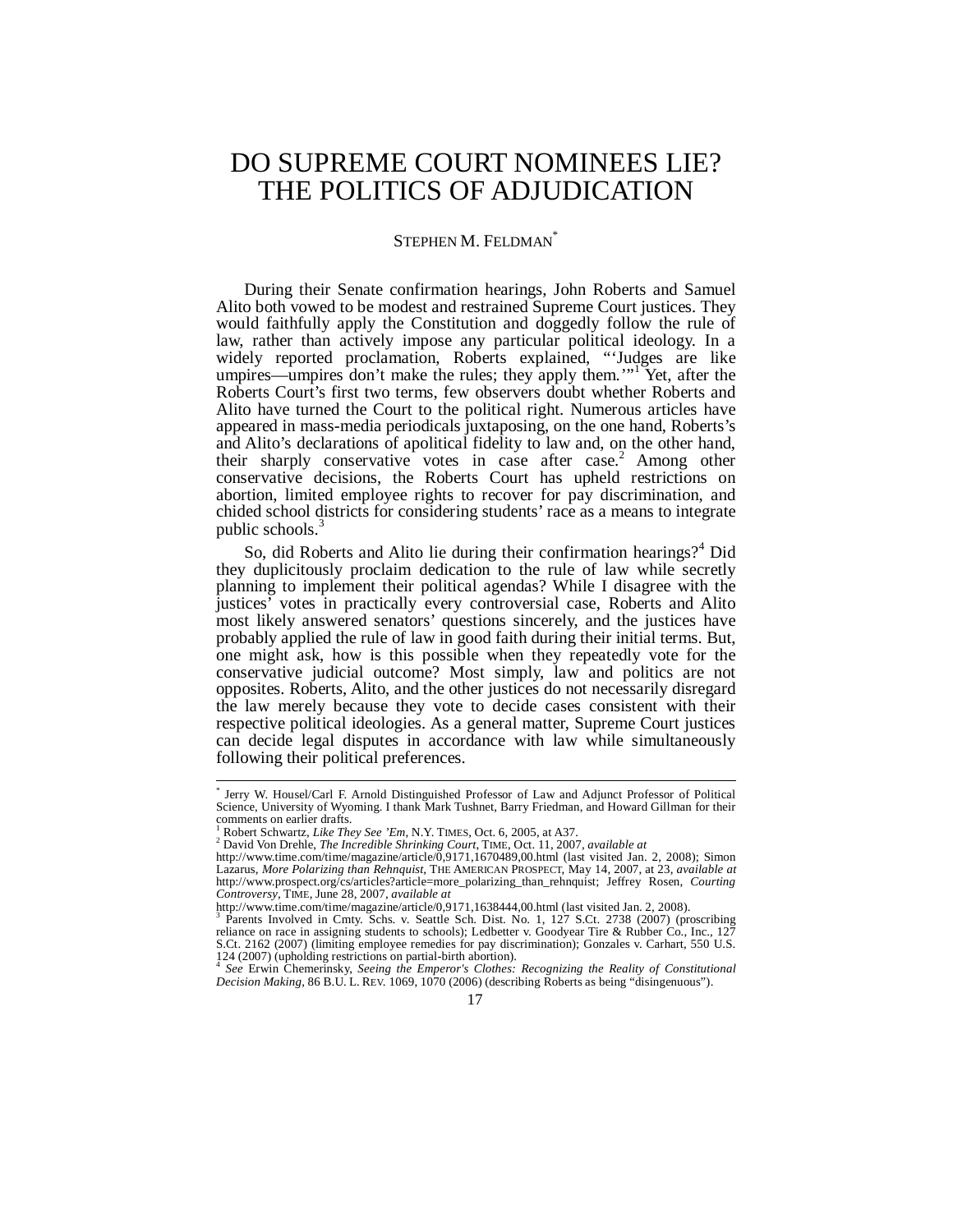# DO SUPREME COURT NOMINEES LIE? THE POLITICS OF ADJUDICATION

STEPHEN M. FELDMAN[*]

During their Senate confirmation hearings, John Roberts and Samuel Alito both vowed to be modest and restrained Supreme Court justices. They would faithfully apply the Constitution and doggedly follow the rule of law, rather than actively impose any particular political ideology. In a widely reported proclamation, Roberts explained, "'Judges are like umpires—umpires don't make the rules; they apply them.'"[1] Yet, after the Roberts Court's first two terms, few observers doubt whether Roberts and Alito have turned the Court to the political right. Numerous articles have appeared in mass-media periodicals juxtaposing, on the one hand, Roberts's and Alito's declarations of apolitical fidelity to law and, on the other hand, their sharply conservative votes in case after case.[2] Among other conservative decisions, the Roberts Court has upheld restrictions on abortion, limited employee rights to recover for pay discrimination, and chided school districts for considering students' race as a means to integrate public schools.[3]

So, did Roberts and Alito lie during their confirmation hearings?[4] Did they duplicitously proclaim dedication to the rule of law while secretly planning to implement their political agendas? While I disagree with the justices' votes in practically every controversial case, Roberts and Alito most likely answered senators' questions sincerely, and the justices have probably applied the rule of law in good faith during their initial terms. But, one might ask, how is this possible when they repeatedly vote for the conservative judicial outcome? Most simply, law and politics are not opposites. Roberts, Alito, and the other justices do not necessarily disregard the law merely because they vote to decide cases consistent with their respective political ideologies. As a general matter, Supreme Court justices can decide legal disputes in accordance with law while simultaneously following their political preferences.

---

[*] Jerry W. Housel/Carl F. Arnold Distinguished Professor of Law and Adjunct Professor of Political Science, University of Wyoming. I thank Mark Tushnet, Barry Friedman, and Howard Gillman for their comments on earlier drafts.

[1] Robert Schwartz, *Like They See 'Em*, N.Y. TIMES, Oct. 6, 2005, at A37.

[2] David Von Drehle, *The Incredible Shrinking Court*, TIME, Oct. 11, 2007, *available at* http://www.time.com/time/magazine/article/0,9171,1670489,00.html (last visited Jan. 2, 2008); Simon Lazarus, *More Polarizing than Rehnquist*, THE AMERICAN PROSPECT, May 14, 2007, at 23, *available at* http://www.prospect.org/cs/articles?article=more_polarizing_than_rehnquist; Jeffrey Rosen, *Courting Controversy*, TIME, June 28, 2007, *available at* http://www.time.com/time/magazine/article/0,9171,1638444,00.html (last visited Jan. 2, 2008).

[3] Parents Involved in Cmty. Schs. v. Seattle Sch. Dist. No. 1, 127 S.Ct. 2738 (2007) (proscribing reliance on race in assigning students to schools); Ledbetter v. Goodyear Tire & Rubber Co., Inc., 127 S.Ct. 2162 (2007) (limiting employee remedies for pay discrimination); Gonzales v. Carhart, 550 U.S. 124 (2007) (upholding restrictions on partial-birth abortion).

[4] *See* Erwin Chemerinsky, *Seeing the Emperor's Clothes: Recognizing the Reality of Constitutional Decision Making*, 86 B.U. L. REV. 1069, 1070 (2006) (describing Roberts as being "disingenuous").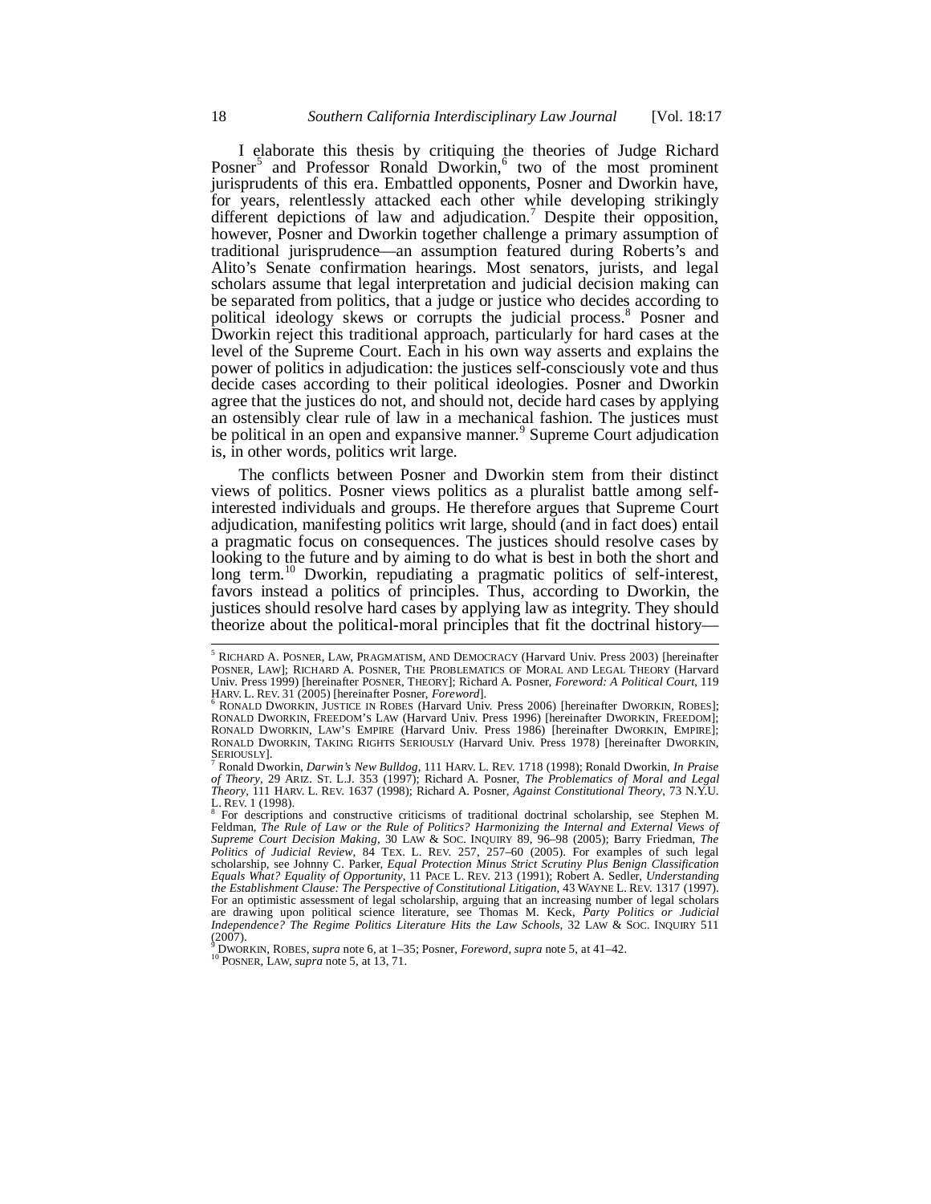I elaborate this thesis by critiquing the theories of Judge Richard Posner[5] and Professor Ronald Dworkin,[6] two of the most prominent jurisprudents of this era. Embattled opponents, Posner and Dworkin have, for years, relentlessly attacked each other while developing strikingly different depictions of law and adjudication.[7] Despite their opposition, however, Posner and Dworkin together challenge a primary assumption of traditional jurisprudence—an assumption featured during Roberts's and Alito's Senate confirmation hearings. Most senators, jurists, and legal scholars assume that legal interpretation and judicial decision making can be separated from politics, that a judge or justice who decides according to political ideology skews or corrupts the judicial process.[8] Posner and Dworkin reject this traditional approach, particularly for hard cases at the level of the Supreme Court. Each in his own way asserts and explains the power of politics in adjudication: the justices self-consciously vote and thus decide cases according to their political ideologies. Posner and Dworkin agree that the justices do not, and should not, decide hard cases by applying an ostensibly clear rule of law in a mechanical fashion. The justices must be political in an open and expansive manner.[9] Supreme Court adjudication is, in other words, politics writ large.

The conflicts between Posner and Dworkin stem from their distinct views of politics. Posner views politics as a pluralist battle among self-interested individuals and groups. He therefore argues that Supreme Court adjudication, manifesting politics writ large, should (and in fact does) entail a pragmatic focus on consequences. The justices should resolve cases by looking to the future and by aiming to do what is best in both the short and long term.[10] Dworkin, repudiating a pragmatic politics of self-interest, favors instead a politics of principles. Thus, according to Dworkin, the justices should resolve hard cases by applying law as integrity. They should theorize about the political-moral principles that fit the doctrinal history—

---

[5] RICHARD A. POSNER, LAW, PRAGMATISM, AND DEMOCRACY (Harvard Univ. Press 2003) [hereinafter POSNER, LAW]; RICHARD A. POSNER, THE PROBLEMATICS OF MORAL AND LEGAL THEORY (Harvard Univ. Press 1999) [hereinafter POSNER, THEORY]; Richard A. Posner, *Foreword: A Political Court*, 119 HARV. L. REV. 31 (2005) [hereinafter Posner, *Foreword*].

[6] RONALD DWORKIN, JUSTICE IN ROBES (Harvard Univ. Press 2006) [hereinafter DWORKIN, ROBES]; RONALD DWORKIN, FREEDOM'S LAW (Harvard Univ. Press 1996) [hereinafter DWORKIN, FREEDOM]; RONALD DWORKIN, LAW'S EMPIRE (Harvard Univ. Press 1986) [hereinafter DWORKIN, EMPIRE]; RONALD DWORKIN, TAKING RIGHTS SERIOUSLY (Harvard Univ. Press 1978) [hereinafter DWORKIN, SERIOUSLY].

[7] Ronald Dworkin, *Darwin's New Bulldog*, 111 HARV. L. REV. 1718 (1998); Ronald Dworkin, *In Praise of Theory*, 29 ARIZ. ST. L.J. 353 (1997); Richard A. Posner, *The Problematics of Moral and Legal Theory*, 111 HARV. L. REV. 1637 (1998); Richard A. Posner, *Against Constitutional Theory*, 73 N.Y.U. L. REV. 1 (1998).

[8] For descriptions and constructive criticisms of traditional doctrinal scholarship, see Stephen M. Feldman, *The Rule of Law or the Rule of Politics? Harmonizing the Internal and External Views of Supreme Court Decision Making*, 30 LAW & SOC. INQUIRY 89, 96–98 (2005); Barry Friedman, *The Politics of Judicial Review*, 84 TEX. L. REV. 257, 257–60 (2005). For examples of such legal scholarship, see Johnny C. Parker, *Equal Protection Minus Strict Scrutiny Plus Benign Classification Equals What? Equality of Opportunity*, 11 PACE L. REV. 213 (1991); Robert A. Sedler, *Understanding the Establishment Clause: The Perspective of Constitutional Litigation*, 43 WAYNE L. REV. 1317 (1997). For an optimistic assessment of legal scholarship, arguing that an increasing number of legal scholars are drawing upon political science literature, see Thomas M. Keck, *Party Politics or Judicial Independence? The Regime Politics Literature Hits the Law Schools*, 32 LAW & SOC. INQUIRY 511 (2007).

[9] DWORKIN, ROBES, *supra* note 6, at 1–35; Posner, *Foreword*, *supra* note 5, at 41–42.

[10] POSNER, LAW, *supra* note 5, at 13, 71.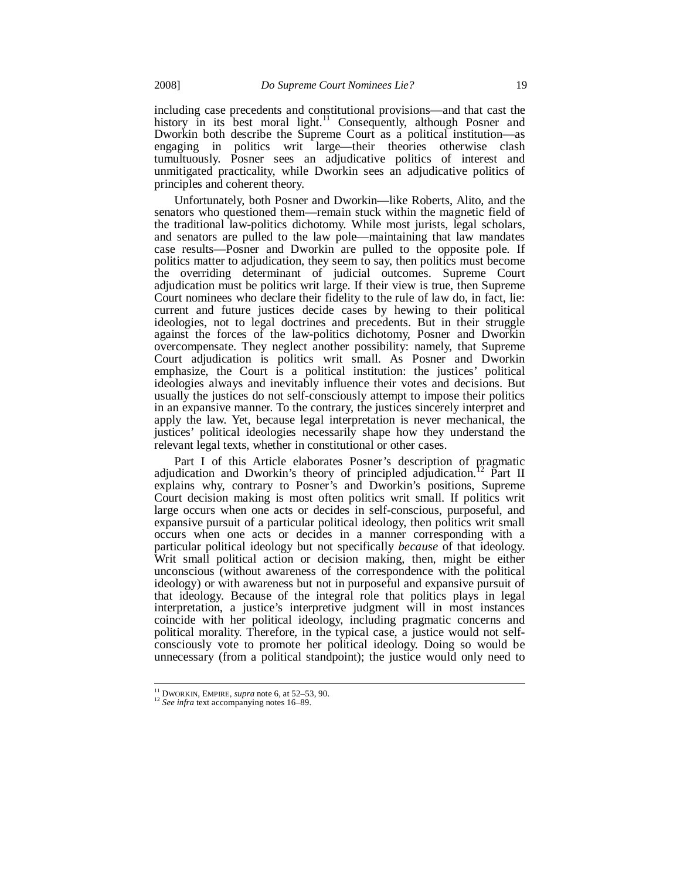including case precedents and constitutional provisions—and that cast the history in its best moral light.[11] Consequently, although Posner and Dworkin both describe the Supreme Court as a political institution—as engaging in politics writ large—their theories otherwise clash tumultuously. Posner sees an adjudicative politics of interest and unmitigated practicality, while Dworkin sees an adjudicative politics of principles and coherent theory.

Unfortunately, both Posner and Dworkin—like Roberts, Alito, and the senators who questioned them—remain stuck within the magnetic field of the traditional law-politics dichotomy. While most jurists, legal scholars, and senators are pulled to the law pole—maintaining that law mandates case results—Posner and Dworkin are pulled to the opposite pole. If politics matter to adjudication, they seem to say, then politics must become the overriding determinant of judicial outcomes. Supreme Court adjudication must be politics writ large. If their view is true, then Supreme Court nominees who declare their fidelity to the rule of law do, in fact, lie: current and future justices decide cases by hewing to their political ideologies, not to legal doctrines and precedents. But in their struggle against the forces of the law-politics dichotomy, Posner and Dworkin overcompensate. They neglect another possibility: namely, that Supreme Court adjudication is politics writ small. As Posner and Dworkin emphasize, the Court is a political institution: the justices' political ideologies always and inevitably influence their votes and decisions. But usually the justices do not self-consciously attempt to impose their politics in an expansive manner. To the contrary, the justices sincerely interpret and apply the law. Yet, because legal interpretation is never mechanical, the justices' political ideologies necessarily shape how they understand the relevant legal texts, whether in constitutional or other cases.

Part I of this Article elaborates Posner's description of pragmatic adjudication and Dworkin's theory of principled adjudication.[12] Part II explains why, contrary to Posner's and Dworkin's positions, Supreme Court decision making is most often politics writ small. If politics writ large occurs when one acts or decides in self-conscious, purposeful, and expansive pursuit of a particular political ideology, then politics writ small occurs when one acts or decides in a manner corresponding with a particular political ideology but not specifically *because* of that ideology. Writ small political action or decision making, then, might be either unconscious (without awareness of the correspondence with the political ideology) or with awareness but not in purposeful and expansive pursuit of that ideology. Because of the integral role that politics plays in legal interpretation, a justice's interpretive judgment will in most instances coincide with her political ideology, including pragmatic concerns and political morality. Therefore, in the typical case, a justice would not self-consciously vote to promote her political ideology. Doing so would be unnecessary (from a political standpoint); the justice would only need to

---

[11] DWORKIN, EMPIRE, *supra* note 6, at 52–53, 90.

[12] *See infra* text accompanying notes 16–89.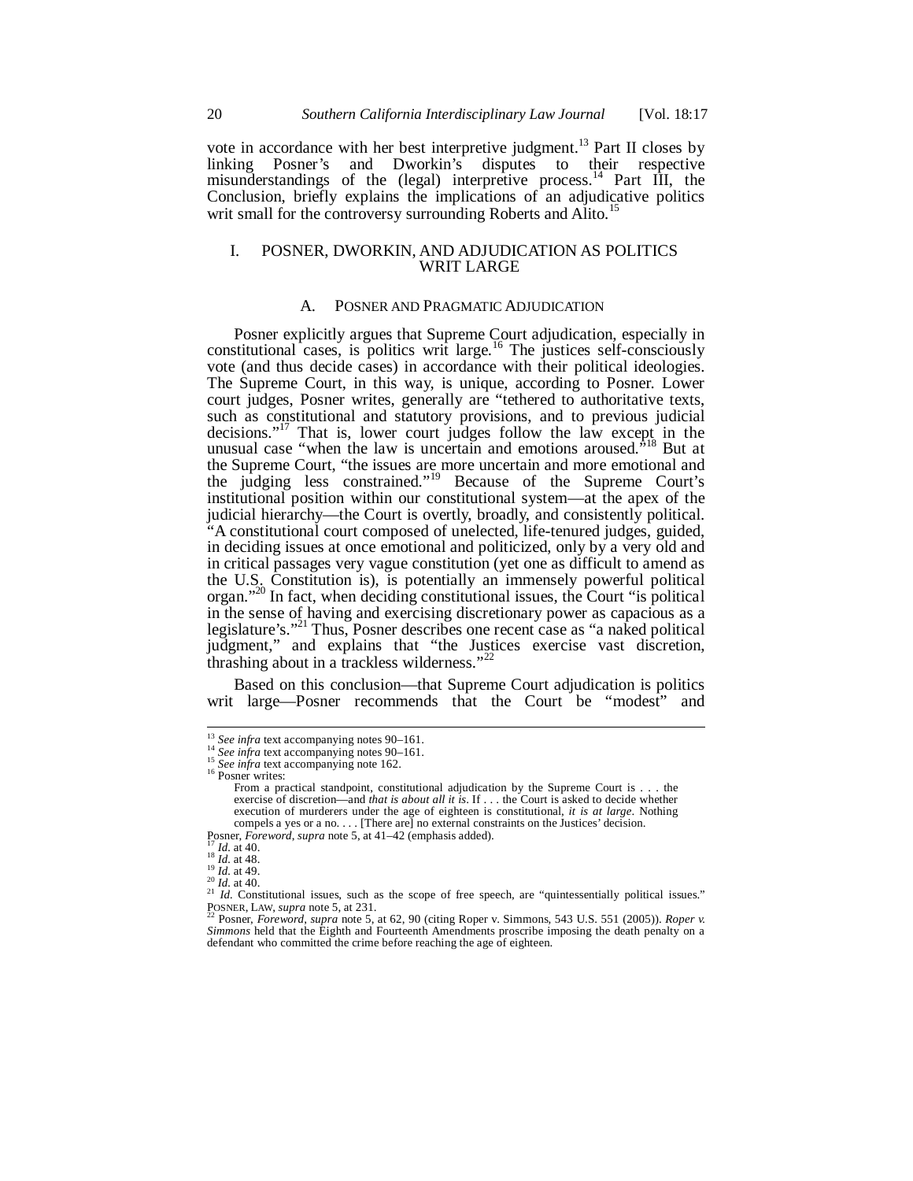vote in accordance with her best interpretive judgment.[13] Part II closes by linking Posner's and Dworkin's disputes to their respective misunderstandings of the (legal) interpretive process.[14] Part III, the Conclusion, briefly explains the implications of an adjudicative politics writ small for the controversy surrounding Roberts and Alito.[15]

## I. POSNER, DWORKIN, AND ADJUDICATION AS POLITICS WRIT LARGE

### A. POSNER AND PRAGMATIC ADJUDICATION

Posner explicitly argues that Supreme Court adjudication, especially in constitutional cases, is politics writ large.[16] The justices self-consciously vote (and thus decide cases) in accordance with their political ideologies. The Supreme Court, in this way, is unique, according to Posner. Lower court judges, Posner writes, generally are "tethered to authoritative texts, such as constitutional and statutory provisions, and to previous judicial decisions."[17] That is, lower court judges follow the law except in the unusual case "when the law is uncertain and emotions aroused."[18] But at the Supreme Court, "the issues are more uncertain and more emotional and the judging less constrained."[19] Because of the Supreme Court's institutional position within our constitutional system—at the apex of the judicial hierarchy—the Court is overtly, broadly, and consistently political. "A constitutional court composed of unelected, life-tenured judges, guided, in deciding issues at once emotional and politicized, only by a very old and in critical passages very vague constitution (yet one as difficult to amend as the U.S. Constitution is), is potentially an immensely powerful political organ."[20] In fact, when deciding constitutional issues, the Court "is political in the sense of having and exercising discretionary power as capacious as a legislature's."[21] Thus, Posner describes one recent case as "a naked political judgment," and explains that "the Justices exercise vast discretion, thrashing about in a trackless wilderness."[22]

Based on this conclusion—that Supreme Court adjudication is politics writ large—Posner recommends that the Court be "modest" and

---

[13] *See infra* text accompanying notes 90–161.

[14] *See infra* text accompanying notes 90–161.

[15] *See infra* text accompanying note 162.

[16] Posner writes:

> From a practical standpoint, constitutional adjudication by the Supreme Court is . . . the exercise of discretion—and *that is about all it is*. If . . . the Court is asked to decide whether execution of murderers under the age of eighteen is constitutional, *it is at large*. Nothing compels a yes or a no. . . . [There are] no external constraints on the Justices' decision.

Posner, *Foreword*, *supra* note 5, at 41–42 (emphasis added).

[17] *Id.* at 40.

[18] *Id.* at 48.

[19] *Id.* at 49.

[20] *Id.* at 40.

[21] *Id.* Constitutional issues, such as the scope of free speech, are "quintessentially political issues." POSNER, LAW, *supra* note 5, at 231.

[22] Posner, *Foreword*, *supra* note 5, at 62, 90 (citing Roper v. Simmons, 543 U.S. 551 (2005)). *Roper v. Simmons* held that the Eighth and Fourteenth Amendments proscribe imposing the death penalty on a defendant who committed the crime before reaching the age of eighteen.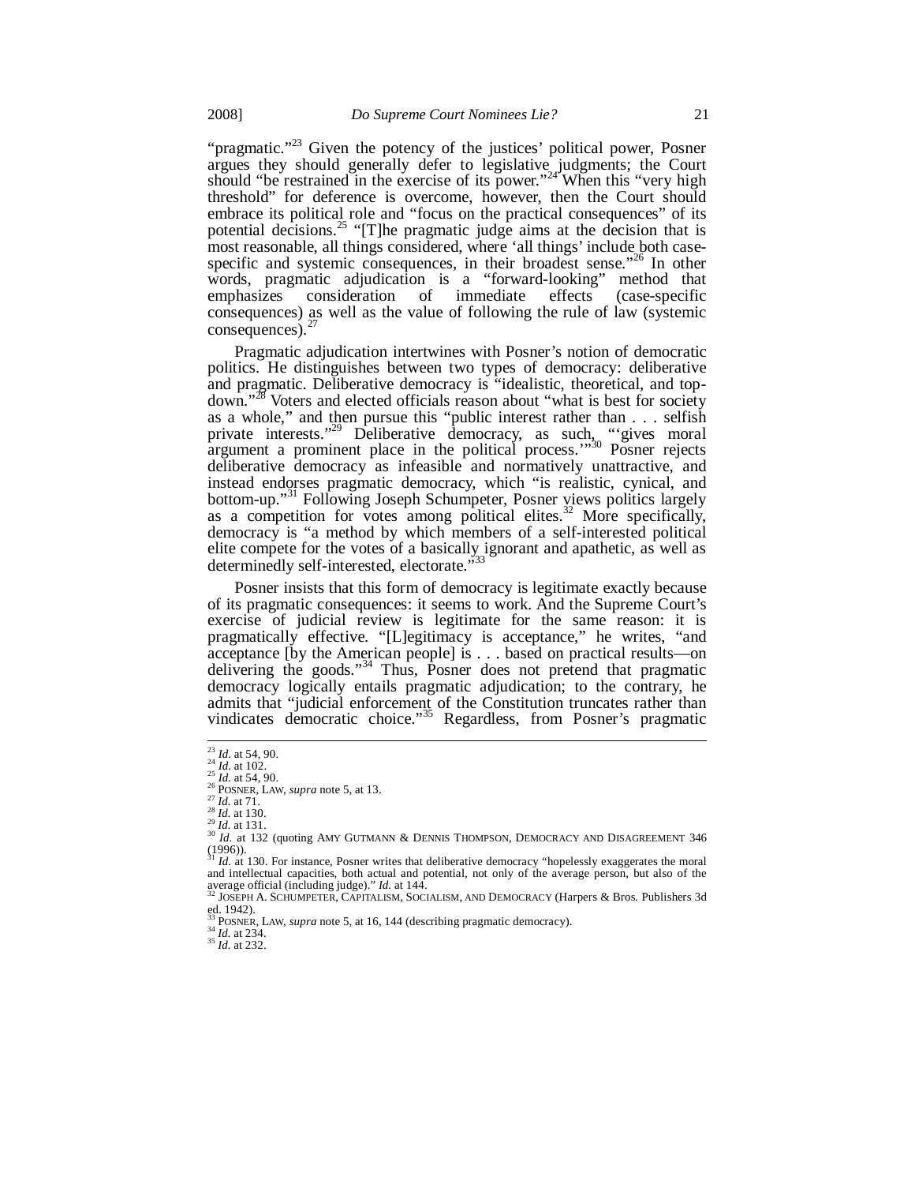"pragmatic."[23] Given the potency of the justices' political power, Posner argues they should generally defer to legislative judgments; the Court should "be restrained in the exercise of its power."[24] When this "very high threshold" for deference is overcome, however, then the Court should embrace its political role and "focus on the practical consequences" of its potential decisions.[25] "[T]he pragmatic judge aims at the decision that is most reasonable, all things considered, where 'all things' include both case-specific and systemic consequences, in their broadest sense."[26] In other words, pragmatic adjudication is a "forward-looking" method that emphasizes consideration of immediate effects (case-specific consequences) as well as the value of following the rule of law (systemic consequences).[27]

Pragmatic adjudication intertwines with Posner's notion of democratic politics. He distinguishes between two types of democracy: deliberative and pragmatic. Deliberative democracy is "idealistic, theoretical, and top-down."[28] Voters and elected officials reason about "what is best for society as a whole," and then pursue this "public interest rather than . . . selfish private interests."[29] Deliberative democracy, as such, "'gives moral argument a prominent place in the political process.'"[30] Posner rejects deliberative democracy as infeasible and normatively unattractive, and instead endorses pragmatic democracy, which "is realistic, cynical, and bottom-up."[31] Following Joseph Schumpeter, Posner views politics largely as a competition for votes among political elites.[32] More specifically, democracy is "a method by which members of a self-interested political elite compete for the votes of a basically ignorant and apathetic, as well as determinedly self-interested, electorate."[33]

Posner insists that this form of democracy is legitimate exactly because of its pragmatic consequences: it seems to work. And the Supreme Court's exercise of judicial review is legitimate for the same reason: it is pragmatically effective. "[L]egitimacy is acceptance," he writes, "and acceptance [by the American people] is . . . based on practical results—on delivering the goods."[34] Thus, Posner does not pretend that pragmatic democracy logically entails pragmatic adjudication; to the contrary, he admits that "judicial enforcement of the Constitution truncates rather than vindicates democratic choice."[35] Regardless, from Posner's pragmatic

---

[23] *Id.* at 54, 90.
[24] *Id.* at 102.
[25] *Id.* at 54, 90.
[26] POSNER, LAW, *supra* note 5, at 13.
[27] *Id.* at 71.
[28] *Id.* at 130.
[29] *Id.* at 131.
[30] *Id.* at 132 (quoting AMY GUTMANN & DENNIS THOMPSON, DEMOCRACY AND DISAGREEMENT 346 (1996)).
[31] *Id.* at 130. For instance, Posner writes that deliberative democracy "hopelessly exaggerates the moral and intellectual capacities, both actual and potential, not only of the average person, but also of the average official (including judge)." *Id.* at 144.
[32] JOSEPH A. SCHUMPETER, CAPITALISM, SOCIALISM, AND DEMOCRACY (Harpers & Bros. Publishers 3d ed. 1942).
[33] POSNER, LAW, *supra* note 5, at 16, 144 (describing pragmatic democracy).
[34] *Id.* at 234.
[35] *Id.* at 232.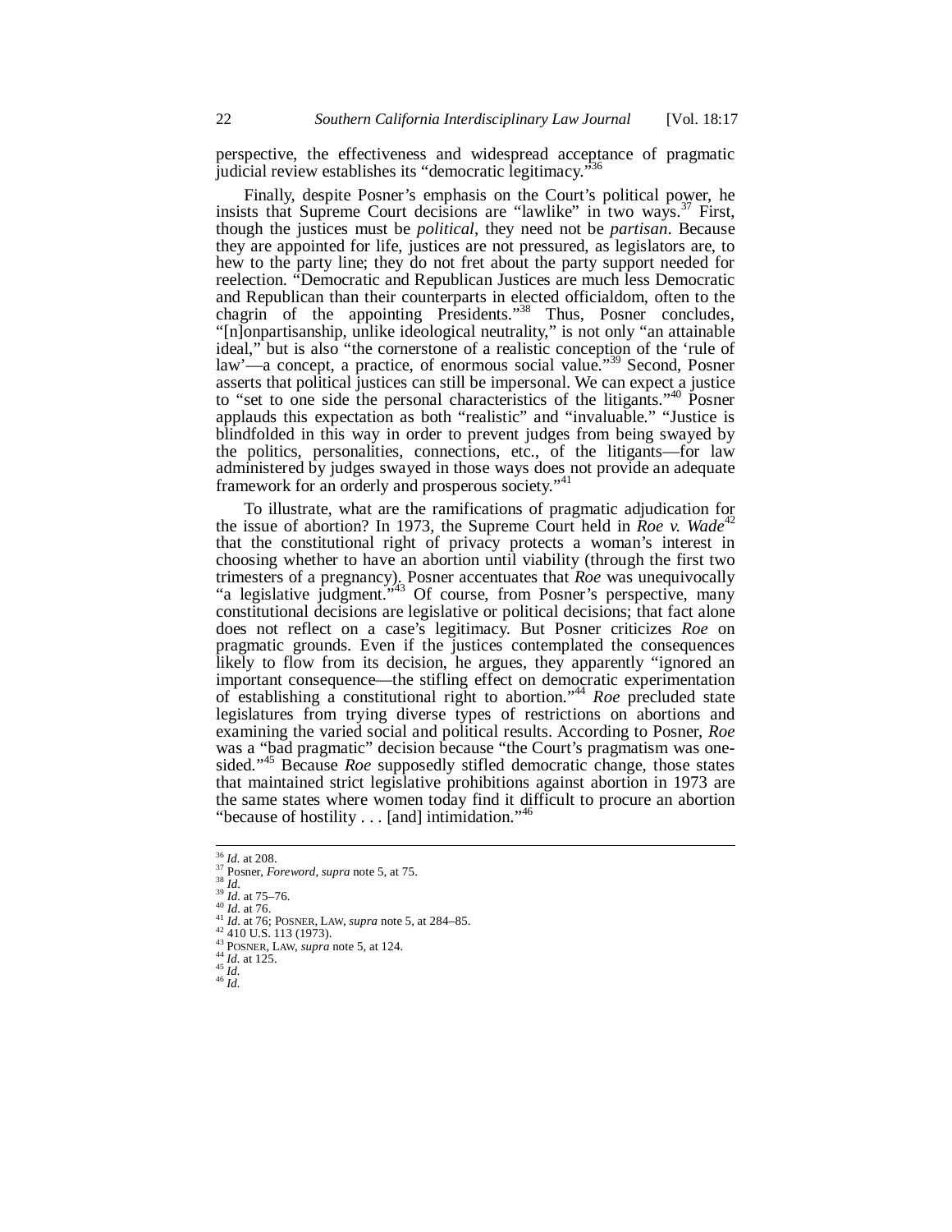perspective, the effectiveness and widespread acceptance of pragmatic judicial review establishes its "democratic legitimacy."[36]

Finally, despite Posner's emphasis on the Court's political power, he insists that Supreme Court decisions are "lawlike" in two ways.[37] First, though the justices must be *political*, they need not be *partisan*. Because they are appointed for life, justices are not pressured, as legislators are, to hew to the party line; they do not fret about the party support needed for reelection. "Democratic and Republican Justices are much less Democratic and Republican than their counterparts in elected officialdom, often to the chagrin of the appointing Presidents."[38] Thus, Posner concludes, "[n]onpartisanship, unlike ideological neutrality," is not only "an attainable ideal," but is also "the cornerstone of a realistic conception of the 'rule of law'—a concept, a practice, of enormous social value."[39] Second, Posner asserts that political justices can still be impersonal. We can expect a justice to "set to one side the personal characteristics of the litigants."[40] Posner applauds this expectation as both "realistic" and "invaluable." "Justice is blindfolded in this way in order to prevent judges from being swayed by the politics, personalities, connections, etc., of the litigants—for law administered by judges swayed in those ways does not provide an adequate framework for an orderly and prosperous society."[41]

To illustrate, what are the ramifications of pragmatic adjudication for the issue of abortion? In 1973, the Supreme Court held in *Roe v. Wade*[42] that the constitutional right of privacy protects a woman's interest in choosing whether to have an abortion until viability (through the first two trimesters of a pregnancy). Posner accentuates that *Roe* was unequivocally "a legislative judgment."[43] Of course, from Posner's perspective, many constitutional decisions are legislative or political decisions; that fact alone does not reflect on a case's legitimacy. But Posner criticizes *Roe* on pragmatic grounds. Even if the justices contemplated the consequences likely to flow from its decision, he argues, they apparently "ignored an important consequence—the stifling effect on democratic experimentation of establishing a constitutional right to abortion."[44] *Roe* precluded state legislatures from trying diverse types of restrictions on abortions and examining the varied social and political results. According to Posner, *Roe* was a "bad pragmatic" decision because "the Court's pragmatism was one-sided."[45] Because *Roe* supposedly stifled democratic change, those states that maintained strict legislative prohibitions against abortion in 1973 are the same states where women today find it difficult to procure an abortion "because of hostility . . . [and] intimidation."[46]

---

[36] *Id.* at 208.
[37] Posner, *Foreword*, *supra* note 5, at 75.
[38] *Id.*
[39] *Id.* at 75–76.
[40] *Id.* at 76.
[41] *Id.* at 76; POSNER, LAW, *supra* note 5, at 284–85.
[42] 410 U.S. 113 (1973).
[43] POSNER, LAW, *supra* note 5, at 124.
[44] *Id.* at 125.
[45] *Id.*
[46] *Id.*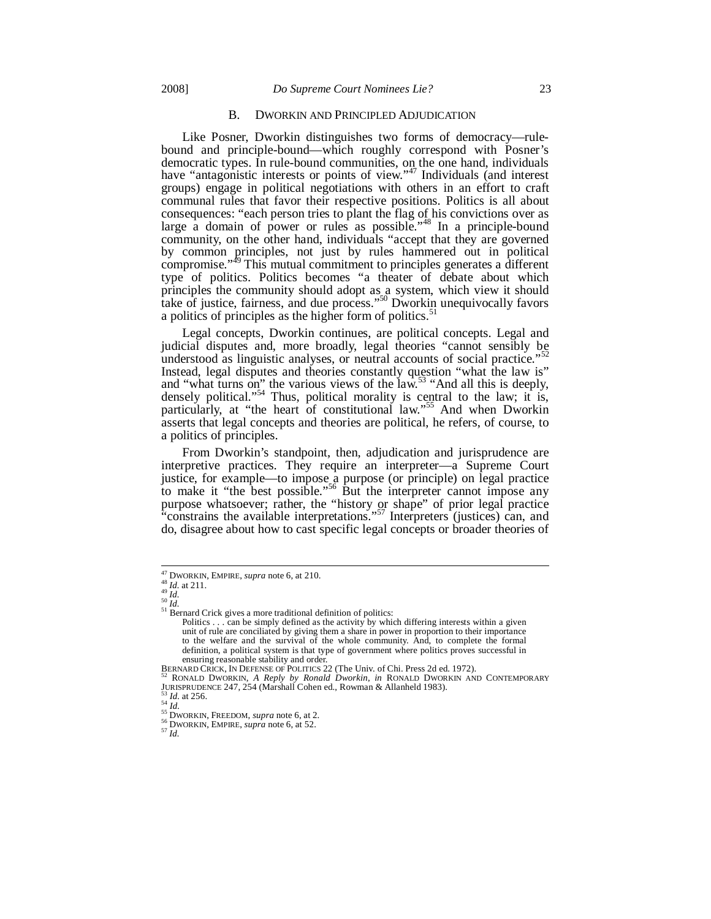## B. DWORKIN AND PRINCIPLED ADJUDICATION

Like Posner, Dworkin distinguishes two forms of democracy—rule-bound and principle-bound—which roughly correspond with Posner's democratic types. In rule-bound communities, on the one hand, individuals have "antagonistic interests or points of view."[47] Individuals (and interest groups) engage in political negotiations with others in an effort to craft communal rules that favor their respective positions. Politics is all about consequences: "each person tries to plant the flag of his convictions over as large a domain of power or rules as possible."[48] In a principle-bound community, on the other hand, individuals "accept that they are governed by common principles, not just by rules hammered out in political compromise."[49] This mutual commitment to principles generates a different type of politics. Politics becomes "a theater of debate about which principles the community should adopt as a system, which view it should take of justice, fairness, and due process."[50] Dworkin unequivocally favors a politics of principles as the higher form of politics.[51]

Legal concepts, Dworkin continues, are political concepts. Legal and judicial disputes and, more broadly, legal theories "cannot sensibly be understood as linguistic analyses, or neutral accounts of social practice."[52] Instead, legal disputes and theories constantly question "what the law is" and "what turns on" the various views of the law.[53] "And all this is deeply, densely political."[54] Thus, political morality is central to the law; it is, particularly, at "the heart of constitutional law."[55] And when Dworkin asserts that legal concepts and theories are political, he refers, of course, to a politics of principles.

From Dworkin's standpoint, then, adjudication and jurisprudence are interpretive practices. They require an interpreter—a Supreme Court justice, for example—to impose a purpose (or principle) on legal practice to make it "the best possible."[56] But the interpreter cannot impose any purpose whatsoever; rather, the "history or shape" of prior legal practice "constrains the available interpretations."[57] Interpreters (justices) can, and do, disagree about how to cast specific legal concepts or broader theories of

---

[47] DWORKIN, EMPIRE, *supra* note 6, at 210.

[48] *Id.* at 211.

[49] *Id.*

[50] *Id.*

[51] Bernard Crick gives a more traditional definition of politics:

> Politics . . . can be simply defined as the activity by which differing interests within a given unit of rule are conciliated by giving them a share in power in proportion to their importance to the welfare and the survival of the whole community. And, to complete the formal definition, a political system is that type of government where politics proves successful in ensuring reasonable stability and order.

BERNARD CRICK, IN DEFENSE OF POLITICS 22 (The Univ. of Chi. Press 2d ed. 1972).

[52] RONALD DWORKIN, *A Reply by Ronald Dworkin*, *in* RONALD DWORKIN AND CONTEMPORARY JURISPRUDENCE 247, 254 (Marshall Cohen ed., Rowman & Allanheld 1983).

[53] *Id.* at 256.

[54] *Id.*

[55] DWORKIN, FREEDOM, *supra* note 6, at 2.

[56] DWORKIN, EMPIRE, *supra* note 6, at 52.

[57] *Id.*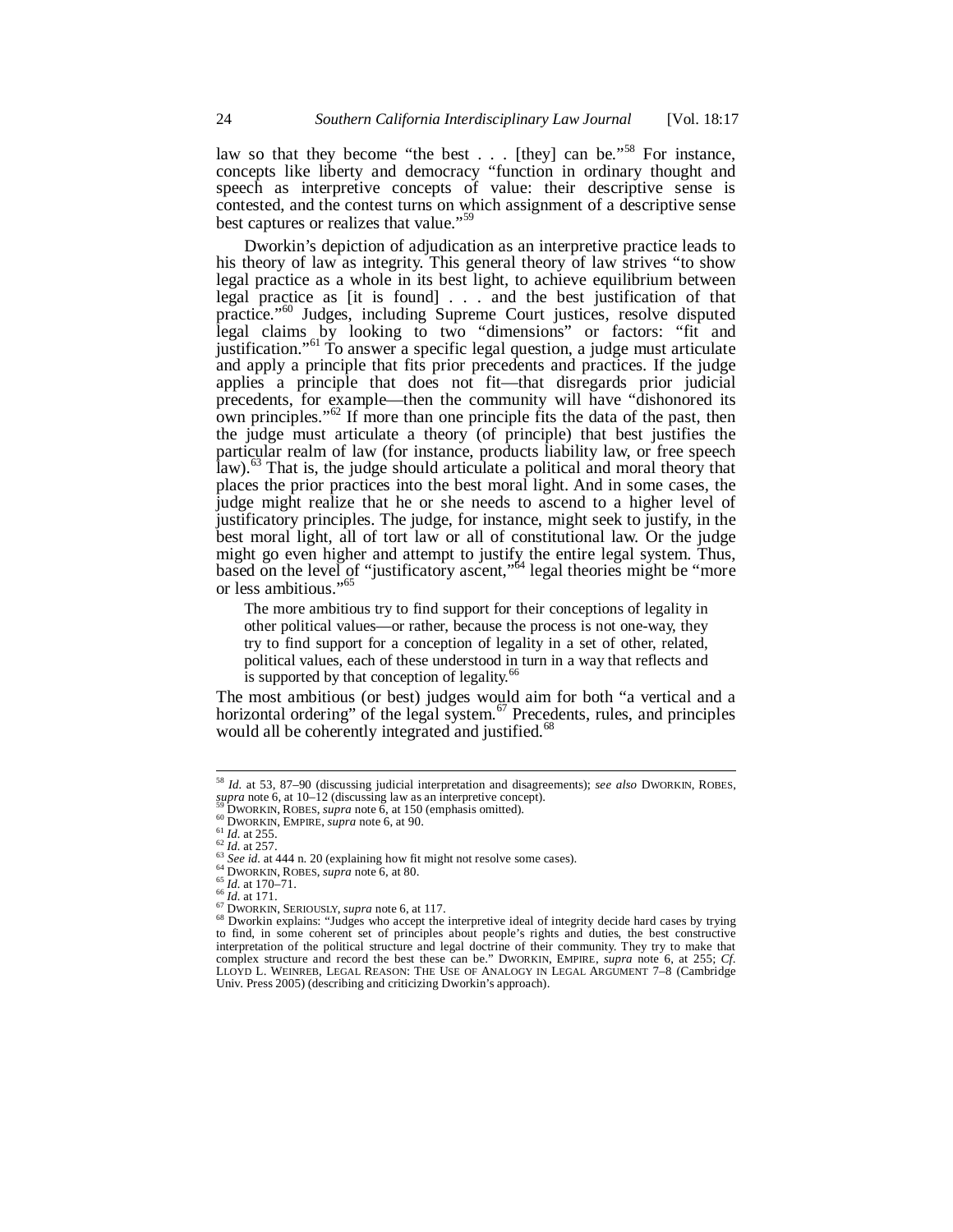law so that they become "the best . . . [they] can be."[58] For instance, concepts like liberty and democracy "function in ordinary thought and speech as interpretive concepts of value: their descriptive sense is contested, and the contest turns on which assignment of a descriptive sense best captures or realizes that value."[59]

Dworkin's depiction of adjudication as an interpretive practice leads to his theory of law as integrity. This general theory of law strives "to show legal practice as a whole in its best light, to achieve equilibrium between legal practice as [it is found] . . . and the best justification of that practice."[60] Judges, including Supreme Court justices, resolve disputed legal claims by looking to two "dimensions" or factors: "fit and justification."[61] To answer a specific legal question, a judge must articulate and apply a principle that fits prior precedents and practices. If the judge applies a principle that does not fit—that disregards prior judicial precedents, for example—then the community will have "dishonored its own principles."[62] If more than one principle fits the data of the past, then the judge must articulate a theory (of principle) that best justifies the particular realm of law (for instance, products liability law, or free speech law).[63] That is, the judge should articulate a political and moral theory that places the prior practices into the best moral light. And in some cases, the judge might realize that he or she needs to ascend to a higher level of justificatory principles. The judge, for instance, might seek to justify, in the best moral light, all of tort law or all of constitutional law. Or the judge might go even higher and attempt to justify the entire legal system. Thus, based on the level of "justificatory ascent,"[64] legal theories might be "more or less ambitious."[65]

> The more ambitious try to find support for their conceptions of legality in other political values—or rather, because the process is not one-way, they try to find support for a conception of legality in a set of other, related, political values, each of these understood in turn in a way that reflects and is supported by that conception of legality.[66]

The most ambitious (or best) judges would aim for both "a vertical and a horizontal ordering" of the legal system.[67] Precedents, rules, and principles would all be coherently integral and justified.[68]

---

[58] *Id.* at 53, 87–90 (discussing judicial interpretation and disagreements); *see also* DWORKIN, ROBES, *supra* note 6, at 10–12 (discussing law as an interpretive concept).

[59] DWORKIN, ROBES, *supra* note 6, at 150 (emphasis omitted).

[60] DWORKIN, EMPIRE, *supra* note 6, at 90.

[61] *Id.* at 255.

[62] *Id.* at 257.

[63] *See id.* at 444 n. 20 (explaining how fit might not resolve some cases).

[64] DWORKIN, ROBES, *supra* note 6, at 80.

[65] *Id.* at 170–71.

[66] *Id.* at 171.

[67] DWORKIN, SERIOUSLY, *supra* note 6, at 117.

[68] Dworkin explains: "Judges who accept the interpretive ideal of integrity decide hard cases by trying to find, in some coherent set of principles about people's rights and duties, the best constructive interpretation of the political structure and legal doctrine of their community. They try to make that complex structure and record the best these can be." DWORKIN, EMPIRE, *supra* note 6, at 255; *Cf.* LLOYD L. WEINREB, LEGAL REASON: THE USE OF ANALOGY IN LEGAL ARGUMENT 7–8 (Cambridge Univ. Press 2005) (describing and criticizing Dworkin's approach).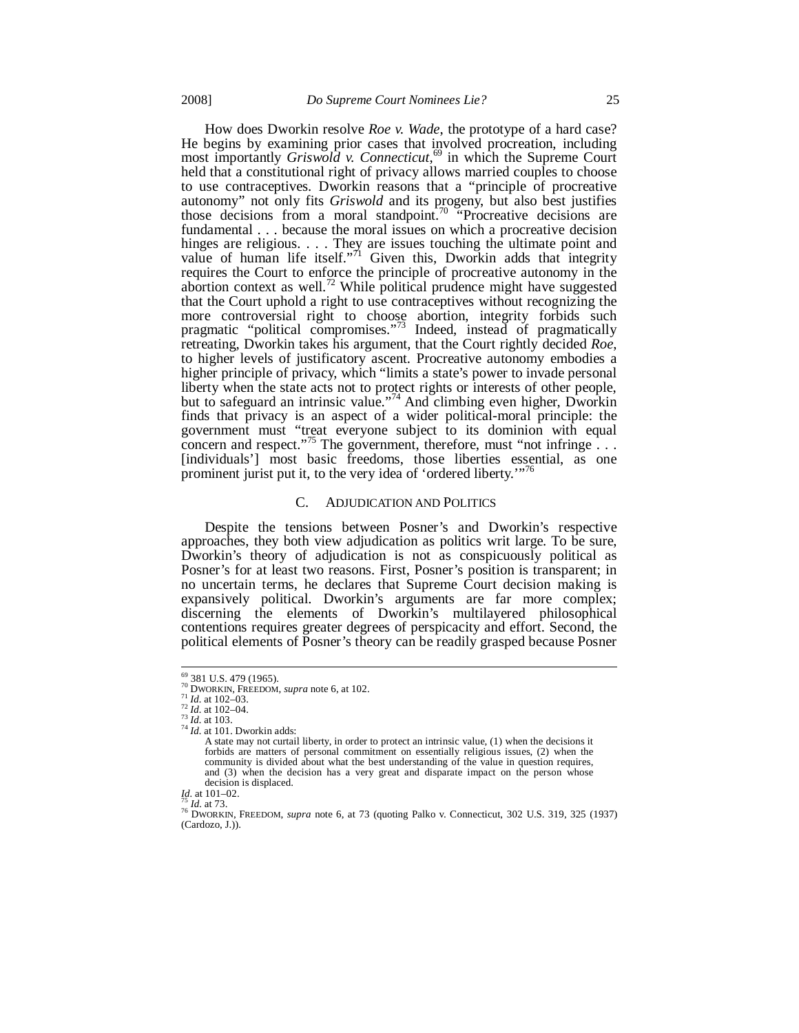How does Dworkin resolve *Roe v. Wade*, the prototype of a hard case? He begins by examining prior cases that involved procreation, including most importantly *Griswold v. Connecticut*,[69] in which the Supreme Court held that a constitutional right of privacy allows married couples to choose to use contraceptives. Dworkin reasons that a "principle of procreative autonomy" not only fits *Griswold* and its progeny, but also best justifies those decisions from a moral standpoint.[70] "Procreative decisions are fundamental . . . because the moral issues on which a procreative decision hinges are religious. . . . They are issues touching the ultimate point and value of human life itself."[71] Given this, Dworkin adds that integrity requires the Court to enforce the principle of procreative autonomy in the abortion context as well.[72] While political prudence might have suggested that the Court uphold a right to use contraceptives without recognizing the more controversial right to choose abortion, integrity forbids such pragmatic "political compromises."[73] Indeed, instead of pragmatically retreating, Dworkin takes his argument, that the Court rightly decided *Roe*, to higher levels of justificatory ascent. Procreative autonomy embodies a higher principle of privacy, which "limits a state's power to invade personal liberty when the state acts not to protect rights or interests of other people, but to safeguard an intrinsic value."[74] And climbing even higher, Dworkin finds that privacy is an aspect of a wider political-moral principle: the government must "treat everyone subject to its dominion with equal concern and respect."[75] The government, therefore, must "not infringe . . . [individuals'] most basic freedoms, those liberties essential, as one prominent jurist put it, to the very idea of 'ordered liberty.'"[76]

## C. ADJUDICATION AND POLITICS

Despite the tensions between Posner's and Dworkin's respective approaches, they both view adjudication as politics writ large. To be sure, Dworkin's theory of adjudication is not as conspicuously political as Posner's for at least two reasons. First, Posner's position is transparent; in no uncertain terms, he declares that Supreme Court decision making is expansively political. Dworkin's arguments are far more complex; discerning the elements of Dworkin's multilayered philosophical contentions requires greater degrees of perspicacity and effort. Second, the political elements of Posner's theory can be readily grasped because Posner

---

[69] 381 U.S. 479 (1965).

[70] DWORKIN, FREEDOM, *supra* note 6, at 102.

[71] *Id.* at 102–03.

[72] *Id.* at 102–04.

[73] *Id.* at 103.

[74] *Id.* at 101. Dworkin adds:

> A state may not curtail liberty, in order to protect an intrinsic value, (1) when the decisions it forbids are matters of personal commitment on essentially religious issues, (2) when the community is divided about what the best understanding of the value in question requires, and (3) when the decision has a very great and disparate impact on the person whose decision is displaced.

*Id.* at 101–02.

[75] *Id.* at 73.

[76] DWORKIN, FREEDOM, *supra* note 6, at 73 (quoting Palko v. Connecticut, 302 U.S. 319, 325 (1937) (Cardozo, J.)).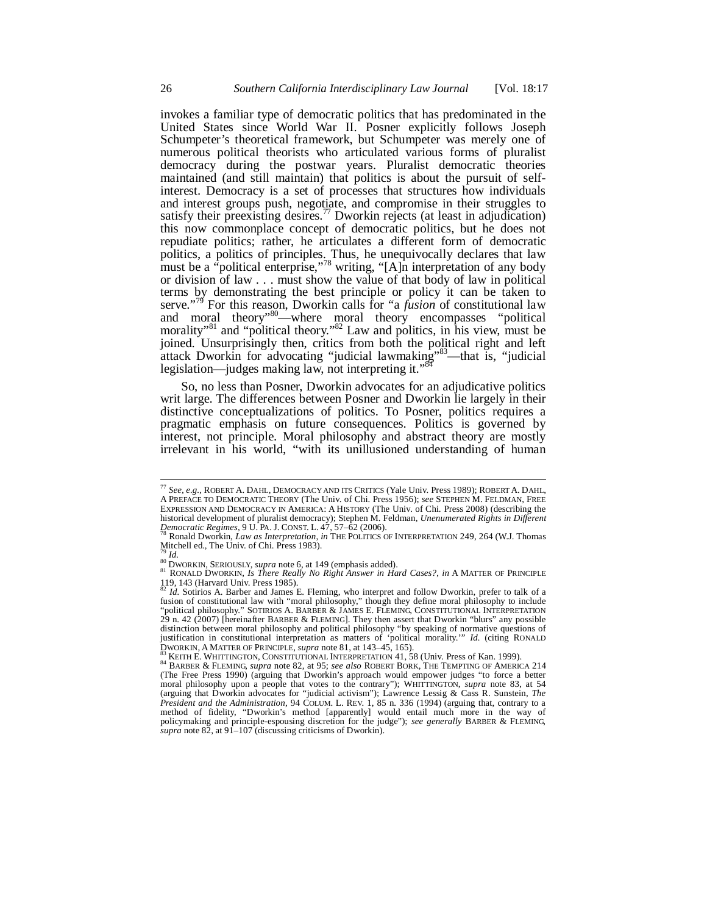invokes a familiar type of democratic politics that has predominated in the United States since World War II. Posner explicitly follows Joseph Schumpeter's theoretical framework, but Schumpeter was merely one of numerous political theorists who articulated various forms of pluralist democracy during the postwar years. Pluralist democratic theories maintained (and still maintain) that politics is about the pursuit of self-interest. Democracy is a set of processes that structures how individuals and interest groups push, negotiate, and compromise in their struggles to satisfy their preexisting desires.[77] Dworkin rejects (at least in adjudication) this now commonplace concept of democratic politics, but he does not repudiate politics; rather, he articulates a different form of democratic politics, a politics of principles. Thus, he unequivocally declares that law must be a "political enterprise,"[78] writing, "[A]n interpretation of any body or division of law . . . must show the value of that body of law in political terms by demonstrating the best principle or policy it can be taken to serve."[79] For this reason, Dworkin calls for "a *fusion* of constitutional law and moral theory"[80]—where moral theory encompasses "political morality"[81] and "political theory."[82] Law and politics, in his view, must be joined. Unsurprisingly then, critics from both the political right and left attack Dworkin for advocating "judicial lawmaking"[83]—that is, "judicial legislation—judges making law, not interpreting it."[84]

So, no less than Posner, Dworkin advocates for an adjudicative politics writ large. The differences between Posner and Dworkin lie largely in their distinctive conceptualizations of politics. To Posner, politics requires a pragmatic emphasis on future consequences. Politics is governed by interest, not principle. Moral philosophy and abstract theory are mostly irrelevant in his world, "with its unillusioned understanding of human

---

[77] *See, e.g.*, ROBERT A. DAHL, DEMOCRACY AND ITS CRITICS (Yale Univ. Press 1989); ROBERT A. DAHL, A PREFACE TO DEMOCRATIC THEORY (The Univ. of Chi. Press 1956); *see* STEPHEN M. FELDMAN, FREE EXPRESSION AND DEMOCRACY IN AMERICA: A HISTORY (The Univ. of Chi. Press 2008) (describing the historical development of pluralist democracy); Stephen M. Feldman, *Unenumerated Rights in Different Democratic Regimes*, 9 U. PA. J. CONST. L. 47, 57–62 (2006).

[78] Ronald Dworkin, *Law as Interpretation*, *in* THE POLITICS OF INTERPRETATION 249, 264 (W.J. Thomas Mitchell ed., The Univ. of Chi. Press 1983).

[79] *Id.*

[80] DWORKIN, SERIOUSLY, *supra* note 6, at 149 (emphasis added).

[81] RONALD DWORKIN, *Is There Really No Right Answer in Hard Cases?*, *in* A MATTER OF PRINCIPLE 119, 143 (Harvard Univ. Press 1985).

[82] *Id.* Sotirios A. Barber and James E. Fleming, who interpret and follow Dworkin, prefer to talk of a fusion of constitutional law with "moral philosophy," though they define moral philosophy to include "political philosophy." SOTIRIOS A. BARBER & JAMES E. FLEMING, CONSTITUTIONAL INTERPRETATION 29 n. 42 (2007) [hereinafter BARBER & FLEMING]. They then assert that Dworkin "blurs" any possible distinction between moral philosophy and political philosophy "by speaking of normative questions of justification in constitutional interpretation as matters of 'political morality.'" *Id.* (citing RONALD DWORKIN, A MATTER OF PRINCIPLE, *supra* note 81, at 143–45, 165).

[83] KEITH E. WHITTINGTON, CONSTITUTIONAL INTERPRETATION 41, 58 (Univ. Press of Kan. 1999).

[84] BARBER & FLEMING, *supra* note 82, at 95; *see also* ROBERT BORK, THE TEMPTING OF AMERICA 214 (The Free Press 1990) (arguing that Dworkin's approach would empower judges "to force a better moral philosophy upon a people that votes to the contrary"); WHITTINGTON, *supra* note 83, at 54 (arguing that Dworkin advocates for "judicial activism"); Lawrence Lessig & Cass R. Sunstein, *The President and the Administration*, 94 COLUM. L. REV. 1, 85 n. 336 (1994) (arguing that, contrary to a method of fidelity, "Dworkin's method [apparently] would entail much more in the way of policymaking and principle-espousing discretion for the judge"); *see generally* BARBER & FLEMING, *supra* note 82, at 91–107 (discussing criticisms of Dworkin).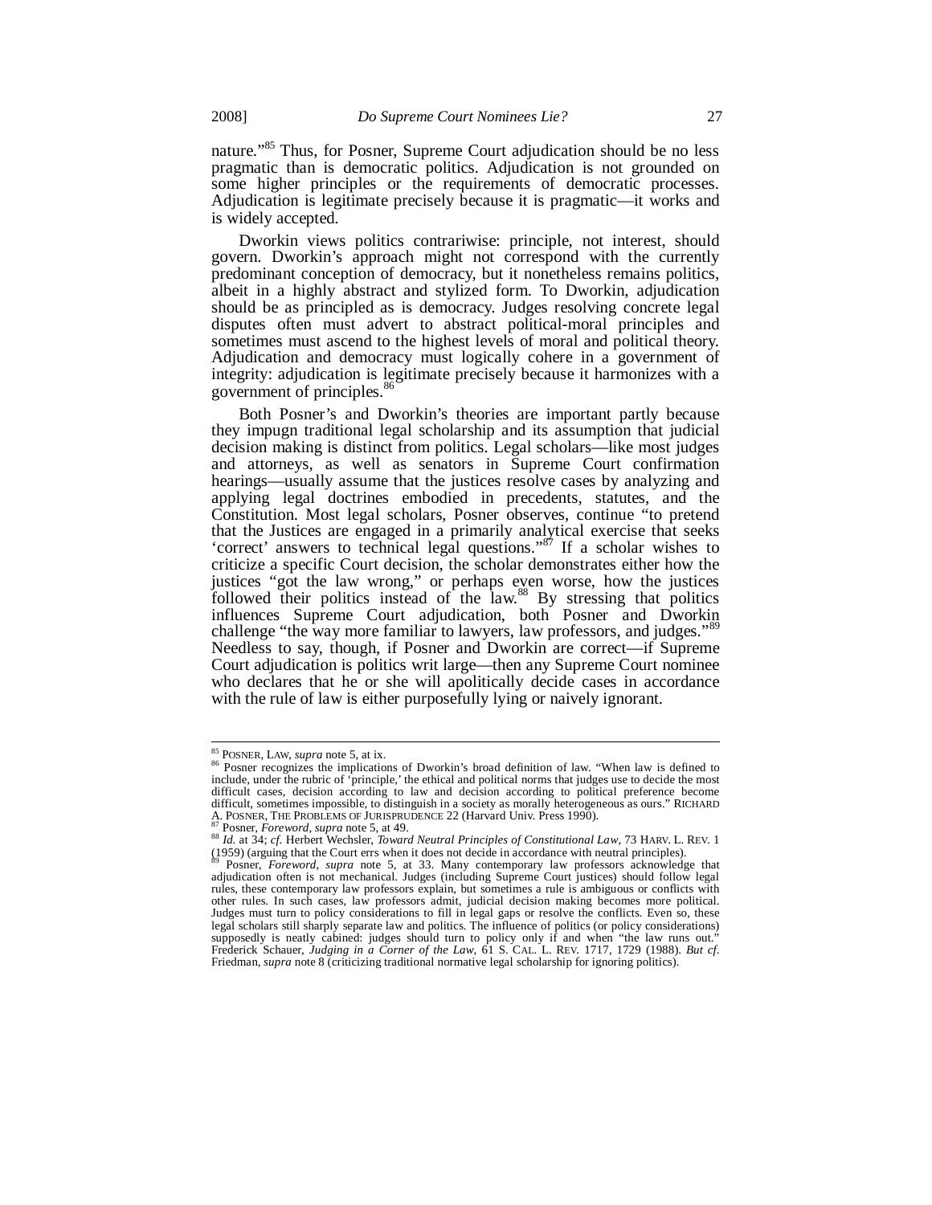nature."[85] Thus, for Posner, Supreme Court adjudication should be no less pragmatic than is democratic politics. Adjudication is not grounded on some higher principles or the requirements of democratic processes. Adjudication is legitimate precisely because it is pragmatic—it works and is widely accepted.

Dworkin views politics contrariwise: principle, not interest, should govern. Dworkin's approach might not correspond with the currently predominant conception of democracy, but it nonetheless remains politics, albeit in a highly abstract and stylized form. To Dworkin, adjudication should be as principled as is democracy. Judges resolving concrete legal disputes often must advert to abstract political-moral principles and sometimes must ascend to the highest levels of moral and political theory. Adjudication and democracy must logically cohere in a government of integrity: adjudication is legitimate precisely because it harmonizes with a government of principles.[86]

Both Posner's and Dworkin's theories are important partly because they impugn traditional legal scholarship and its assumption that judicial decision making is distinct from politics. Legal scholars—like most judges and attorneys, as well as senators in Supreme Court confirmation hearings—usually assume that the justices resolve cases by analyzing and applying legal doctrines embodied in precedents, statutes, and the Constitution. Most legal scholars, Posner observes, continue "to pretend that the Justices are engaged in a primarily analytical exercise that seeks 'correct' answers to technical legal questions."[87] If a scholar wishes to criticize a specific Court decision, the scholar demonstrates either how the justices "got the law wrong," or perhaps even worse, how the justices followed their politics instead of the law.[88] By stressing that politics influences Supreme Court adjudication, both Posner and Dworkin challenge "the way more familiar to lawyers, law professors, and judges."[89] Needless to say, though, if Posner and Dworkin are correct—if Supreme Court adjudication is politics writ large—then any Supreme Court nominee who declares that he or she will apolitically decide cases in accordance with the rule of law is either purposefully lying or naively ignorant.

---

[85] POSNER, LAW, *supra* note 5, at ix.

[86] Posner recognizes the implications of Dworkin's broad definition of law. "When law is defined to include, under the rubric of 'principle,' the ethical and political norms that judges use to decide the most difficult cases, decision according to law and decision according to political preference become difficult, sometimes impossible, to distinguish in a society as morally heterogeneous as ours." RICHARD A. POSNER, THE PROBLEMS OF JURISPRUDENCE 22 (Harvard Univ. Press 1990).

[87] Posner, *Foreword*, *supra* note 5, at 49.

[88] *Id.* at 34; *cf.* Herbert Wechsler, *Toward Neutral Principles of Constitutional Law*, 73 HARV. L. REV. 1 (1959) (arguing that the Court errs when it does not decide in accordance with neutral principles).

[89] Posner, *Foreword*, *supra* note 5, at 33. Many contemporary law professors acknowledge that adjudication often is not mechanical. Judges (including Supreme Court justices) should follow legal rules, these contemporary law professors explain, but sometimes a rule is ambiguous or conflicts with other rules. In such cases, law professors admit, judicial decision making becomes more political. Judges must turn to policy considerations to fill in legal gaps or resolve the conflicts. Even so, these legal scholars still sharply separate law and politics. The influence of politics (or policy considerations) supposedly is neatly cabined: judges should turn to policy only if and when "the law runs out." Frederick Schauer, *Judging in a Corner of the Law*, 61 S. CAL. L. REV. 1717, 1729 (1988). *But cf*. Friedman, *supra* note 8 (criticizing traditional normative legal scholarship for ignoring politics).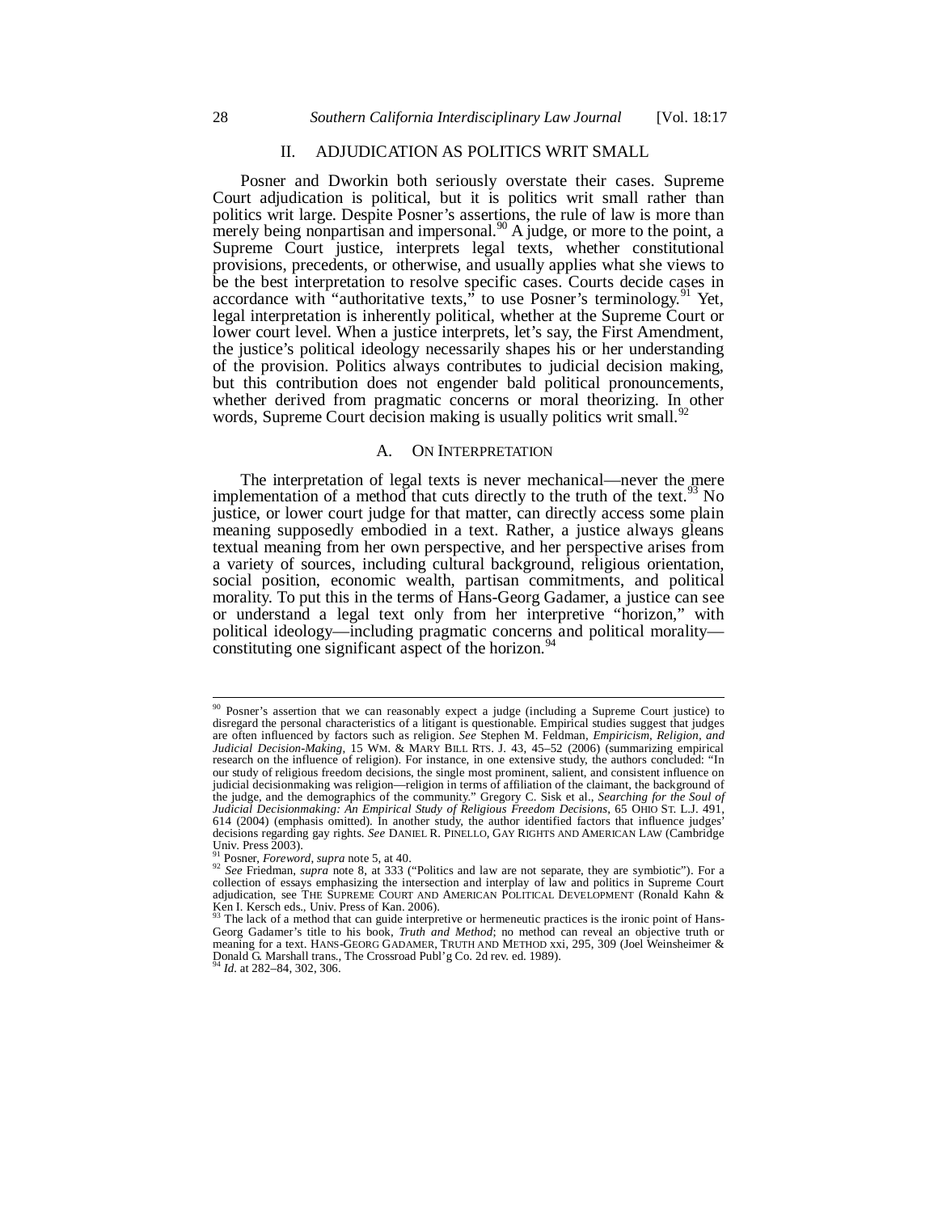## II. ADJUDICATION AS POLITICS WRIT SMALL

Posner and Dworkin both seriously overstate their cases. Supreme Court adjudication is political, but it is politics writ small rather than politics writ large. Despite Posner's assertions, the rule of law is more than merely being nonpartisan and impersonal.[90] A judge, or more to the point, a Supreme Court justice, interprets legal texts, whether constitutional provisions, precedents, or otherwise, and usually applies what she views to be the best interpretation to resolve specific cases. Courts decide cases in accordance with "authoritative texts," to use Posner's terminology.[91] Yet, legal interpretation is inherently political, whether at the Supreme Court or lower court level. When a justice interprets, let's say, the First Amendment, the justice's political ideology necessarily shapes his or her understanding of the provision. Politics always contributes to judicial decision making, but this contribution does not engender bald political pronouncements, whether derived from pragmatic concerns or moral theorizing. In other words, Supreme Court decision making is usually politics writ small.[92]

### A. ON INTERPRETATION

The interpretation of legal texts is never mechanical—never the mere implementation of a method that cuts directly to the truth of the text.[93] No justice, or lower court judge for that matter, can directly access some plain meaning supposedly embodied in a text. Rather, a justice always gleans textual meaning from her own perspective, and her perspective arises from a variety of sources, including cultural background, religious orientation, social position, economic wealth, partisan commitments, and political morality. To put this in the terms of Hans-Georg Gadamer, a justice can see or understand a legal text only from her interpretive "horizon," with political ideology—including pragmatic concerns and political morality—constituting one significant aspect of the horizon.[94]

---

[90] Posner's assertion that we can reasonably expect a judge (including a Supreme Court justice) to disregard the personal characteristics of a litigant is questionable. Empirical studies suggest that judges are often influenced by factors such as religion. *See* Stephen M. Feldman, *Empiricism, Religion, and Judicial Decision-Making*, 15 WM. & MARY BILL RTS. J. 43, 45–52 (2006) (summarizing empirical research on the influence of religion). For instance, in one extensive study, the authors concluded: "In our study of religious freedom decisions, the single most prominent, salient, and consistent influence on judicial decisionmaking was religion—religion in terms of affiliation of the claimant, the background of the judge, and the demographics of the community." Gregory C. Sisk et al., *Searching for the Soul of Judicial Decisionmaking: An Empirical Study of Religious Freedom Decisions*, 65 OHIO ST. L.J. 491, 614 (2004) (emphasis omitted). In another study, the author identified factors that influence judges' decisions regarding gay rights. *See* DANIEL R. PINELLO, GAY RIGHTS AND AMERICAN LAW (Cambridge Univ. Press 2003).

[91] Posner, *Foreword*, *supra* note 5, at 40.

[92] *See* Friedman, *supra* note 8, at 333 ("Politics and law are not separate, they are symbiotic"). For a collection of essays emphasizing the intersection and interplay of law and politics in Supreme Court adjudication, see THE SUPREME COURT AND AMERICAN POLITICAL DEVELOPMENT (Ronald Kahn & Ken I. Kersch eds., Univ. Press of Kan. 2006).

[93] The lack of a method that can guide interpretive or hermeneutic practices is the ironic point of Hans-Georg Gadamer's title to his book, *Truth and Method*; no method can reveal an objective truth or meaning for a text. HANS-GEORG GADAMER, TRUTH AND METHOD xxi, 295, 309 (Joel Weinsheimer & Donald G. Marshall trans., The Crossroad Publ'g Co. 2d rev. ed. 1989).

[94] *Id.* at 282–84, 302, 306.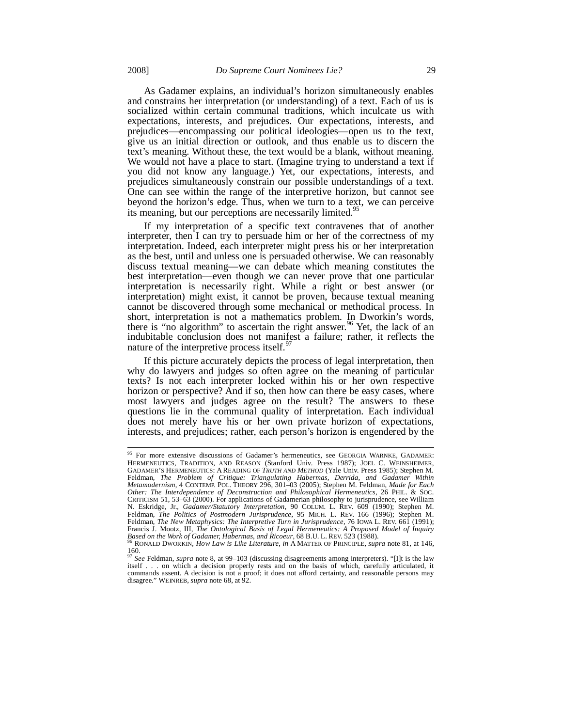As Gadamer explains, an individual's horizon simultaneously enables and constrains her interpretation (or understanding) of a text. Each of us is socialized within certain communal traditions, which inculcate us with expectations, interests, and prejudices. Our expectations, interests, and prejudices—encompassing our political ideologies—open us to the text, give us an initial direction or outlook, and thus enable us to discern the text's meaning. Without these, the text would be a blank, without meaning. We would not have a place to start. (Imagine trying to understand a text if you did not know any language.) Yet, our expectations, interests, and prejudices simultaneously constrain our possible understandings of a text. One can see within the range of the interpretive horizon, but cannot see beyond the horizon's edge. Thus, when we turn to a text, we can perceive its meaning, but our perceptions are necessarily limited.[95]

If my interpretation of a specific text contravenes that of another interpreter, then I can try to persuade him or her of the correctness of my interpretation. Indeed, each interpreter might press his or her interpretation as the best, until and unless one is persuaded otherwise. We can reasonably discuss textual meaning—we can debate which meaning constitutes the best interpretation—even though we can never prove that one particular interpretation is necessarily right. While a right or best answer (or interpretation) might exist, it cannot be proven, because textual meaning cannot be discovered through some mechanical or methodical process. In short, interpretation is not a mathematics problem. In Dworkin's words, there is "no algorithm" to ascertain the right answer.[96] Yet, the lack of an indubitable conclusion does not manifest a failure; rather, it reflects the nature of the interpretive process itself.[97]

If this picture accurately depicts the process of legal interpretation, then why do lawyers and judges so often agree on the meaning of particular texts? Is not each interpreter locked within his or her own respective horizon or perspective? And if so, then how can there be easy cases, where most lawyers and judges agree on the result? The answers to these questions lie in the communal quality of interpretation. Each individual does not merely have his or her own private horizon of expectations, interests, and prejudices; rather, each person's horizon is engendered by the

---

[95] For more extensive discussions of Gadamer's hermeneutics, see GEORGIA WARNKE, GADAMER: HERMENEUTICS, TRADITION, AND REASON (Stanford Univ. Press 1987); JOEL C. WEINSHEIMER, GADAMER'S HERMENEUTICS: A READING OF *TRUTH AND METHOD* (Yale Univ. Press 1985); Stephen M. Feldman, *The Problem of Critique: Triangulating Habermas, Derrida, and Gadamer Within Metamodernism*, 4 CONTEMP. POL. THEORY 296, 301–03 (2005); Stephen M. Feldman, *Made for Each Other: The Interdependence of Deconstruction and Philosophical Hermeneutics*, 26 PHIL. & SOC. CRITICISM 51, 53–63 (2000). For applications of Gadamerian philosophy to jurisprudence, see William N. Eskridge, Jr., *Gadamer/Statutory Interpretation*, 90 COLUM. L. REV. 609 (1990); Stephen M. Feldman, *The Politics of Postmodern Jurisprudence*, 95 MICH. L. REV. 166 (1996); Stephen M. Feldman, *The New Metaphysics: The Interpretive Turn in Jurisprudence*, 76 IOWA L. REV. 661 (1991); Francis J. Mootz, III, *The Ontological Basis of Legal Hermeneutics: A Proposed Model of Inquiry Based on the Work of Gadamer, Habermas, and Ricoeur*, 68 B.U. L. REV. 523 (1988).

[96] RONALD DWORKIN, *How Law is Like Literature*, *in* A MATTER OF PRINCIPLE, *supra* note 81, at 146, 160.

[97] *See* Feldman, *supra* note 8, at 99–103 (discussing disagreements among interpreters). "[I]t is the law itself . . . on which a decision properly rests and on the basis of which, carefully articulated, it commands assent. A decision is not a proof; it does not afford certainty, and reasonable persons may disagree." WEINREB, *supra* note 68, at 92.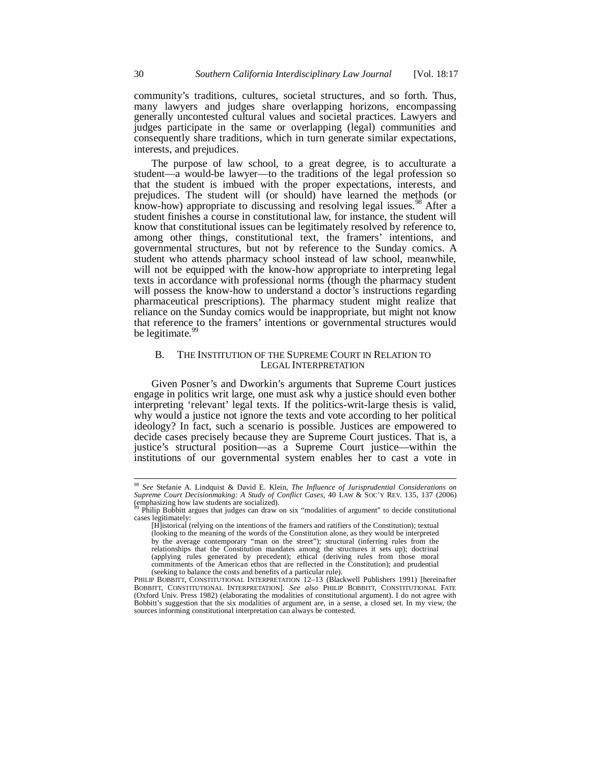community's traditions, cultures, societal structures, and so forth. Thus, many lawyers and judges share overlapping horizons, encompassing generally uncontested cultural values and societal practices. Lawyers and judges participate in the same or overlapping (legal) communities and consequently share traditions, which in turn generate similar expectations, interests, and prejudices.

The purpose of law school, to a great degree, is to acculturate a student—a would-be lawyer—to the traditions of the legal profession so that the student is imbued with the proper expectations, interests, and prejudices. The student will (or should) have learned the methods (or know-how) appropriate to discussing and resolving legal issues.[98] After a student finishes a course in constitutional law, for instance, the student will know that constitutional issues can be legitimately resolved by reference to, among other things, constitutional text, the framers' intentions, and governmental structures, but not by reference to the Sunday comics. A student who attends pharmacy school instead of law school, meanwhile, will not be equipped with the know-how appropriate to interpreting legal texts in accordance with professional norms (though the pharmacy student will possess the know-how to understand a doctor's instructions regarding pharmaceutical prescriptions). The pharmacy student might realize that reliance on the Sunday comics would be inappropriate, but might not know that reference to the framers' intentions or governmental structures would be legitimate.[99]

## B. THE INSTITUTION OF THE SUPREME COURT IN RELATION TO LEGAL INTERPRETATION

Given Posner's and Dworkin's arguments that Supreme Court justices engage in politics writ large, one must ask why a justice should even bother interpreting 'relevant' legal texts. If the politics-writ-large thesis is valid, why would a justice not ignore the texts and vote according to her political ideology? In fact, such a scenario is possible. Justices are empowered to decide cases precisely because they are Supreme Court justices. That is, a justice's structural position—as a Supreme Court justice—within the institutions of our governmental system enables her to cast a vote in

---

[98] *See* Stefanie A. Lindquist & David E. Klein, *The Influence of Jurisprudential Considerations on Supreme Court Decisionmaking: A Study of Conflict Cases*, 40 LAW & SOC'Y REV. 135, 137 (2006) (emphasizing how law students are socialized).

[99] Philip Bobbitt argues that judges can draw on six "modalities of argument" to decide constitutional cases legitimately:

> [H]istorical (relying on the intentions of the framers and ratifiers of the Constitution); textual (looking to the meaning of the words of the Constitution alone, as they would be interpreted by the average contemporary "man on the street"); structural (inferring rules from the relationships that the Constitution mandates among the structures it sets up); doctrinal (applying rules generated by precedent); ethical (deriving rules from those moral commitments of the American ethos that are reflected in the Constitution); and prudential (seeking to balance the costs and benefits of a particular rule).

PHILIP BOBBITT, CONSTITUTIONAL INTERPRETATION 12–13 (Blackwell Publishers 1991) [hereinafter BOBBITT, CONSTITUTIONAL INTERPRETATION]. *See also* PHILIP BOBBITT, CONSTITUTIONAL FATE (Oxford Univ. Press 1982) (elaborating the modalities of constitutional argument). I do not agree with Bobbitt's suggestion that the six modalities of argument are, in a sense, a closed set. In my view, the sources informing constitutional interpretation can always be contested.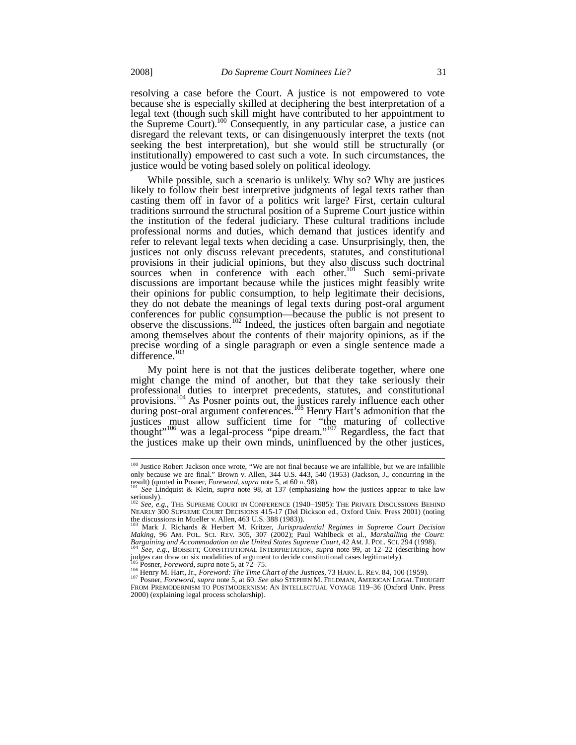resolving a case before the Court. A justice is not empowered to vote because she is especially skilled at deciphering the best interpretation of a legal text (though such skill might have contributed to her appointment to the Supreme Court).[100] Consequently, in any particular case, a justice can disregard the relevant texts, or can disingenuously interpret the texts (not seeking the best interpretation), but she would still be structurally (or institutionally) empowered to cast such a vote. In such circumstances, the justice would be voting based solely on political ideology.

While possible, such a scenario is unlikely. Why so? Why are justices likely to follow their best interpretive judgments of legal texts rather than casting them off in favor of a politics writ large? First, certain cultural traditions surround the structural position of a Supreme Court justice within the institution of the federal judiciary. These cultural traditions include professional norms and duties, which demand that justices identify and refer to relevant legal texts when deciding a case. Unsurprisingly, then, the justices not only discuss relevant precedents, statutes, and constitutional provisions in their judicial opinions, but they also discuss such doctrinal sources when in conference with each other.[101] Such semi-private discussions are important because while the justices might feasibly write their opinions for public consumption, to help legitimate their decisions, they do not debate the meanings of legal texts during post-oral argument conferences for public consumption—because the public is not present to observe the discussions.[102] Indeed, the justices often bargain and negotiate among themselves about the contents of their majority opinions, as if the precise wording of a single paragraph or even a single sentence made a difference.[103]

My point here is not that the justices deliberate together, where one might change the mind of another, but that they take seriously their professional duties to interpret precedents, statutes, and constitutional provisions.[104] As Posner points out, the justices rarely influence each other during post-oral argument conferences.[105] Henry Hart's admonition that the justices must allow sufficient time for "the maturing of collective thought"[106] was a legal-process "pipe dream."[107] Regardless, the fact that the justices make up their own minds, uninfluenced by the other justices,

---

[100] Justice Robert Jackson once wrote, "We are not final because we are infallible, but we are infallible only because we are final." Brown v. Allen, 344 U.S. 443, 540 (1953) (Jackson, J., concurring in the result) (quoted in Posner, *Foreword*, *supra* note 5, at 60 n. 98).

[101] *See* Lindquist & Klein, *supra* note 98, at 137 (emphasizing how the justices appear to take law seriously).

[102] *See, e.g.*, THE SUPREME COURT IN CONFERENCE (1940–1985): THE PRIVATE DISCUSSIONS BEHIND NEARLY 300 SUPREME COURT DECISIONS 415-17 (Del Dickson ed., Oxford Univ. Press 2001) (noting the discussions in Mueller v. Allen, 463 U.S. 388 (1983)).

[103] Mark J. Richards & Herbert M. Kritzer, *Jurisprudential Regimes in Supreme Court Decision Making*, 96 AM. POL. SCI. REV. 305, 307 (2002); Paul Wahlbeck et al., *Marshalling the Court: Bargaining and Accommodation on the United States Supreme Court*, 42 AM. J. POL. SCI. 294 (1998).

[104] *See, e.g.*, BOBBITT, CONSTITUTIONAL INTERPRETATION, *supra* note 99, at 12–22 (describing how judges can draw on six modalities of argument to decide constitutional cases legitimately).

[105] Posner, *Foreword*, *supra* note 5, at 72–75.

[106] Henry M. Hart, Jr., *Foreword: The Time Chart of the Justices*, 73 HARV. L. REV. 84, 100 (1959).

[107] Posner, *Foreword*, *supra* note 5, at 60. *See also* STEPHEN M. FELDMAN, AMERICAN LEGAL THOUGHT FROM PREMODERNISM TO POSTMODERNISM: AN INTELLECTUAL VOYAGE 119–36 (Oxford Univ. Press 2000) (explaining legal process scholarship).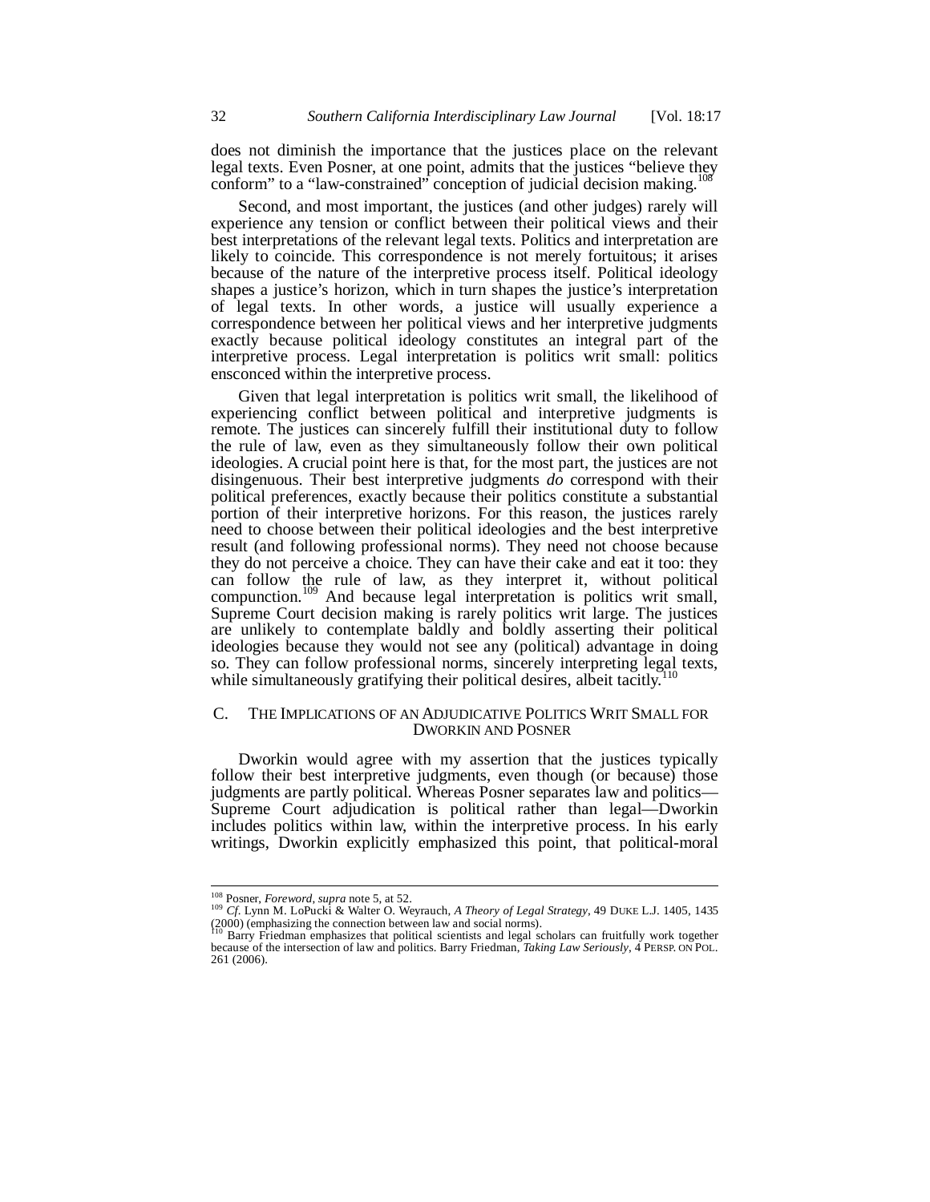does not diminish the importance that the justices place on the relevant legal texts. Even Posner, at one point, admits that the justices "believe they conform" to a "law-constrained" conception of judicial decision making.[108]

Second, and most important, the justices (and other judges) rarely will experience any tension or conflict between their political views and their best interpretations of the relevant legal texts. Politics and interpretation are likely to coincide. This correspondence is not merely fortuitous; it arises because of the nature of the interpretive process itself. Political ideology shapes a justice's horizon, which in turn shapes the justice's interpretation of legal texts. In other words, a justice will usually experience a correspondence between her political views and her interpretive judgments exactly because political ideology constitutes an integral part of the interpretive process. Legal interpretation is politics writ small: politics ensconced within the interpretive process.

Given that legal interpretation is politics writ small, the likelihood of experiencing conflict between political and interpretive judgments is remote. The justices can sincerely fulfill their institutional duty to follow the rule of law, even as they simultaneously follow their own political ideologies. A crucial point here is that, for the most part, the justices are not disingenuous. Their best interpretive judgments *do* correspond with their political preferences, exactly because their politics constitute a substantial portion of their interpretive horizons. For this reason, the justices rarely need to choose between their political ideologies and the best interpretive result (and following professional norms). They need not choose because they do not perceive a choice. They can have their cake and eat it too: they can follow the rule of law, as they interpret it, without political compunction.[109] And because legal interpretation is politics writ small, Supreme Court decision making is rarely politics writ large. The justices are unlikely to contemplate baldly and boldly asserting their political ideologies because they would not see any (political) advantage in doing so. They can follow professional norms, sincerely interpreting legal texts, while simultaneously gratifying their political desires, albeit tacitly.[110]

## C. The Implications of an Adjudicative Politics Writ Small for Dworkin and Posner

Dworkin would agree with my assertion that the justices typically follow their best interpretive judgments, even though (or because) those judgments are partly political. Whereas Posner separates law and politics—Supreme Court adjudication is political rather than legal—Dworkin includes politics within law, within the interpretive process. In his early writings, Dworkin explicitly emphasized this point, that political-moral

---

[108] Posner, *Foreword*, *supra* note 5, at 52.

[109] *Cf.* Lynn M. LoPucki & Walter O. Weyrauch, *A Theory of Legal Strategy*, 49 Duke L.J. 1405, 1435 (2000) (emphasizing the connection between law and social norms).

[110] Barry Friedman emphasizes that political scientists and legal scholars can fruitfully work together because of the intersection of law and politics. Barry Friedman, *Taking Law Seriously*, 4 Persp. on Pol. 261 (2006).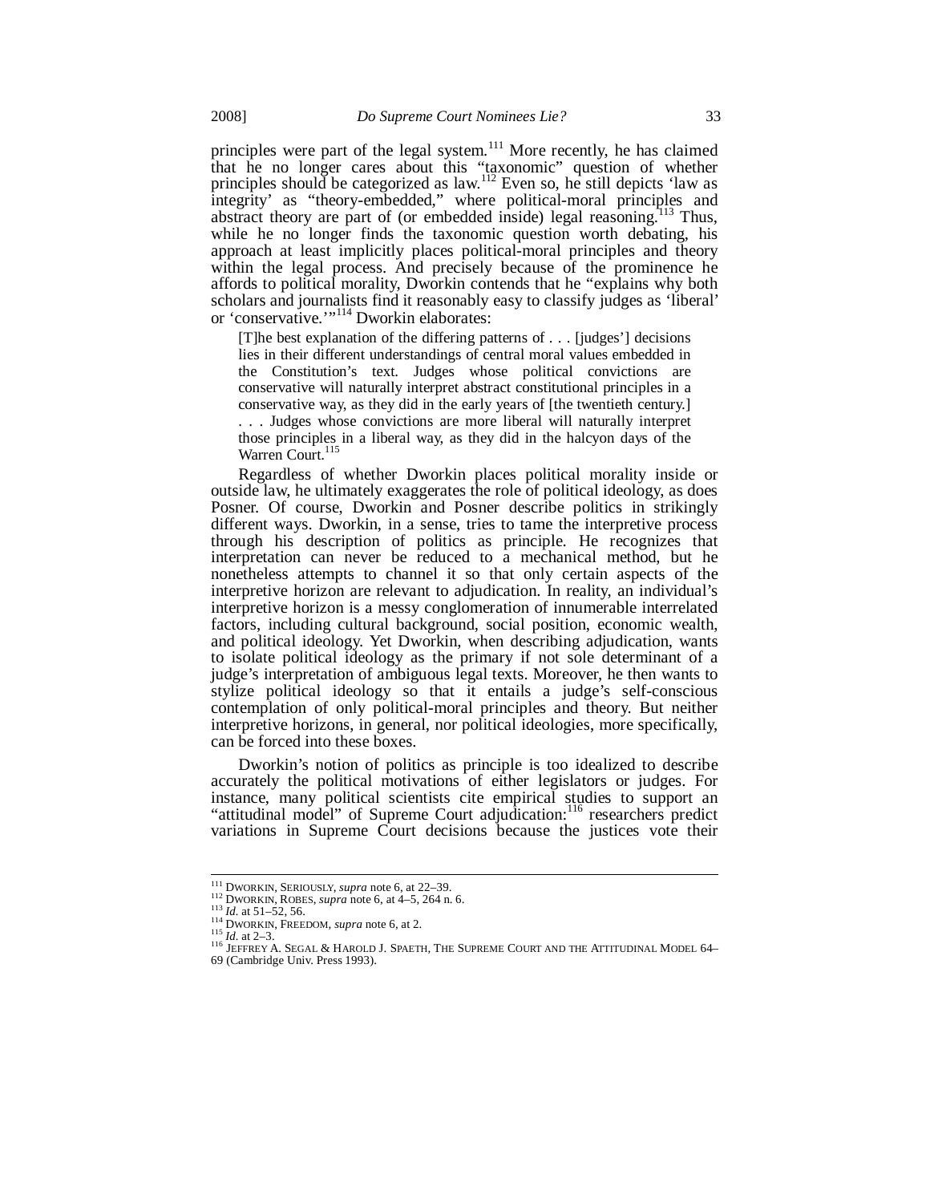principles were part of the legal system.[111] More recently, he has claimed that he no longer cares about this "taxonomic" question of whether principles should be categorized as law.[112] Even so, he still depicts 'law as integrity' as "theory-embedded," where political-moral principles and abstract theory are part of (or embedded inside) legal reasoning.[113] Thus, while he no longer finds the taxonomic question worth debating, his approach at least implicitly places political-moral principles and theory within the legal process. And precisely because of the prominence he affords to political morality, Dworkin contends that he "explains why both scholars and journalists find it reasonably easy to classify judges as 'liberal' or 'conservative.'"[114] Dworkin elaborates:

> [T]he best explanation of the differing patterns of . . . [judges'] decisions lies in their different understandings of central moral values embedded in the Constitution's text. Judges whose political convictions are conservative will naturally interpret abstract constitutional principles in a conservative way, as they did in the early years of [the twentieth century.] . . . Judges whose convictions are more liberal will naturally interpret those principles in a liberal way, as they did in the halcyon days of the Warren Court.[115]

Regardless of whether Dworkin places political morality inside or outside law, he ultimately exaggerates the role of political ideology, as does Posner. Of course, Dworkin and Posner describe politics in strikingly different ways. Dworkin, in a sense, tries to tame the interpretive process through his description of politics as principle. He recognizes that interpretation can never be reduced to a mechanical method, but he nonetheless attempts to channel it so that only certain aspects of the interpretive horizon are relevant to adjudication. In reality, an individual's interpretive horizon is a messy conglomeration of innumerable interrelated factors, including cultural background, social position, economic wealth, and political ideology. Yet Dworkin, when describing adjudication, wants to isolate political ideology as the primary if not sole determinant of a judge's interpretation of ambiguous legal texts. Moreover, he then wants to stylize political ideology so that it entails a judge's self-conscious contemplation of only political-moral principles and theory. But neither interpretive horizons, in general, nor political ideologies, more specifically, can be forced into these boxes.

Dworkin's notion of politics as principle is too idealized to describe accurately the political motivations of either legislators or judges. For instance, many political scientists cite empirical studies to support an "attitudinal model" of Supreme Court adjudication:[116] researchers predict variations in Supreme Court decisions because the justices vote their

---

[111] DWORKIN, SERIOUSLY, *supra* note 6, at 22–39.
[112] DWORKIN, ROBES, *supra* note 6, at 4–5, 264 n. 6.
[113] *Id.* at 51–52, 56.
[114] DWORKIN, FREEDOM, *supra* note 6, at 2.
[115] *Id.* at 2–3.
[116] JEFFREY A. SEGAL & HAROLD J. SPAETH, THE SUPREME COURT AND THE ATTITUDINAL MODEL 64–69 (Cambridge Univ. Press 1993).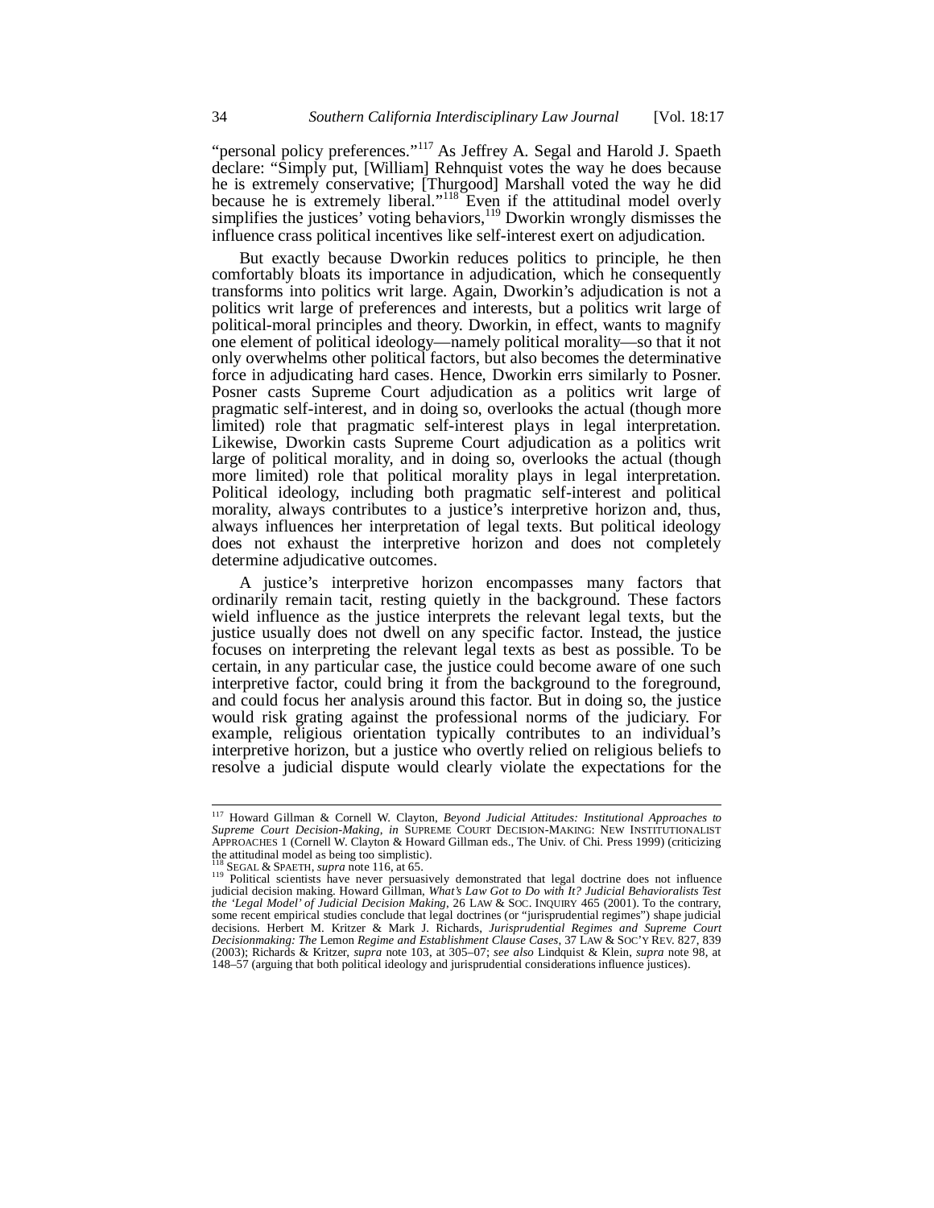"personal policy preferences."[117] As Jeffrey A. Segal and Harold J. Spaeth declare: "Simply put, [William] Rehnquist votes the way he does because he is extremely conservative; [Thurgood] Marshall voted the way he did because he is extremely liberal."[118] Even if the attitudinal model overly simplifies the justices' voting behaviors,[119] Dworkin wrongly dismisses the influence crass political incentives like self-interest exert on adjudication.

But exactly because Dworkin reduces politics to principle, he then comfortably bloats its importance in adjudication, which he consequently transforms into politics writ large. Again, Dworkin's adjudication is not a politics writ large of preferences and interests, but a politics writ large of political-moral principles and theory. Dworkin, in effect, wants to magnify one element of political ideology—namely political morality—so that it not only overwhelms other political factors, but also becomes the determinative force in adjudicating hard cases. Hence, Dworkin errs similarly to Posner. Posner casts Supreme Court adjudication as a politics writ large of pragmatic self-interest, and in doing so, overlooks the actual (though more limited) role that pragmatic self-interest plays in legal interpretation. Likewise, Dworkin casts Supreme Court adjudication as a politics writ large of political morality, and in doing so, overlooks the actual (though more limited) role that political morality plays in legal interpretation. Political ideology, including both pragmatic self-interest and political morality, always contributes to a justice's interpretive horizon and, thus, always influences her interpretation of legal texts. But political ideology does not exhaust the interpretive horizon and does not completely determine adjudicative outcomes.

A justice's interpretive horizon encompasses many factors that ordinarily remain tacit, resting quietly in the background. These factors wield influence as the justice interprets the relevant legal texts, but the justice usually does not dwell on any specific factor. Instead, the justice focuses on interpreting the relevant legal texts as best as possible. To be certain, in any particular case, the justice could become aware of one such interpretive factor, could bring it from the background to the foreground, and could focus her analysis around this factor. But in doing so, the justice would risk grating against the professional norms of the judiciary. For example, religious orientation typically contributes to an individual's interpretive horizon, but a justice who overtly relied on religious beliefs to resolve a judicial dispute would clearly violate the expectations for the

---

[117] Howard Gillman & Cornell W. Clayton, *Beyond Judicial Attitudes: Institutional Approaches to Supreme Court Decision-Making*, *in* SUPREME COURT DECISION-MAKING: NEW INSTITUTIONALIST APPROACHES 1 (Cornell W. Clayton & Howard Gillman eds., The Univ. of Chi. Press 1999) (criticizing the attitudinal model as being too simplistic).

[118] SEGAL & SPAETH, *supra* note 116, at 65.

[119] Political scientists have never persuasively demonstrated that legal doctrine does not influence judicial decision making. Howard Gillman, *What's Law Got to Do with It? Judicial Behavioralists Test the 'Legal Model' of Judicial Decision Making*, 26 LAW & SOC. INQUIRY 465 (2001). To the contrary, some recent empirical studies conclude that legal doctrines (or "jurisprudential regimes") shape judicial decisions. Herbert M. Kritzer & Mark J. Richards, *Jurisprudential Regimes and Supreme Court Decisionmaking: The* Lemon *Regime and Establishment Clause Cases*, 37 LAW & SOC'Y REV. 827, 839 (2003); Richards & Kritzer, *supra* note 103, at 305–07; *see also* Lindquist & Klein, *supra* note 98, at 148–57 (arguing that both political ideology and jurisprudential considerations influence justices).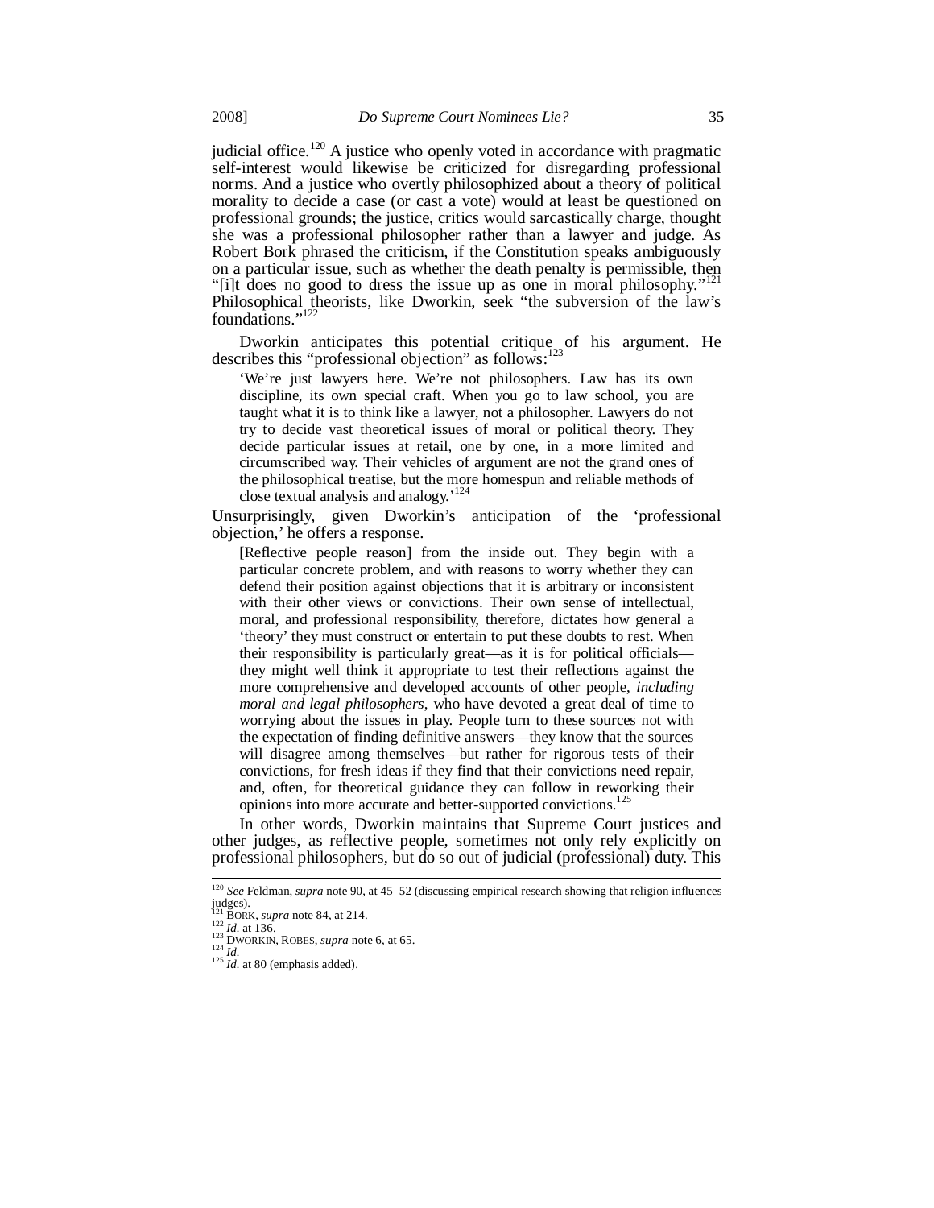judicial office.[120] A justice who openly voted in accordance with pragmatic self-interest would likewise be criticized for disregarding professional norms. And a justice who overtly philosophized about a theory of political morality to decide a case (or cast a vote) would at least be questioned on professional grounds; the justice, critics would sarcastically charge, thought she was a professional philosopher rather than a lawyer and judge. As Robert Bork phrased the criticism, if the Constitution speaks ambiguously on a particular issue, such as whether the death penalty is permissible, then "[i]t does no good to dress the issue up as one in moral philosophy."[121] Philosophical theorists, like Dworkin, seek "the subversion of the law's foundations."[122]

Dworkin anticipates this potential critique of his argument. He describes this "professional objection" as follows:[123]

> 'We're just lawyers here. We're not philosophers. Law has its own discipline, its own special craft. When you go to law school, you are taught what it is to think like a lawyer, not a philosopher. Lawyers do not try to decide vast theoretical issues of moral or political theory. They decide particular issues at retail, one by one, in a more limited and circumscribed way. Their vehicles of argument are not the grand ones of the philosophical treatise, but the more homespun and reliable methods of close textual analysis and analogy.'[124]

Unsurprisingly, given Dworkin's anticipation of the 'professional objection,' he offers a response.

> [Reflective people reason] from the inside out. They begin with a particular concrete problem, and with reasons to worry whether they can defend their position against objections that it is arbitrary or inconsistent with their other views or convictions. Their own sense of intellectual, moral, and professional responsibility, therefore, dictates how general a 'theory' they must construct or entertain to put these doubts to rest. When their responsibility is particularly great—as it is for political officials—they might well think it appropriate to test their reflections against the more comprehensive and developed accounts of other people, *including moral and legal philosophers*, who have devoted a great deal of time to worrying about the issues in play. People turn to these sources not with the expectation of finding definitive answers—they know that the sources will disagree among themselves—but rather for rigorous tests of their convictions, for fresh ideas if they find that their convictions need repair, and, often, for theoretical guidance they can follow in reworking their opinions into more accurate and better-supported convictions.[125]

In other words, Dworkin maintains that Supreme Court justices and other judges, as reflective people, sometimes not only rely explicitly on professional philosophers, but do so out of judicial (professional) duty. This

---

[120] *See* Feldman, *supra* note 90, at 45–52 (discussing empirical research showing that religion influences judges).

[121] BORK, *supra* note 84, at 214.

[122] *Id.* at 136.

[123] DWORKIN, ROBES, *supra* note 6, at 65.

[124] *Id.*

[125] *Id.* at 80 (emphasis added).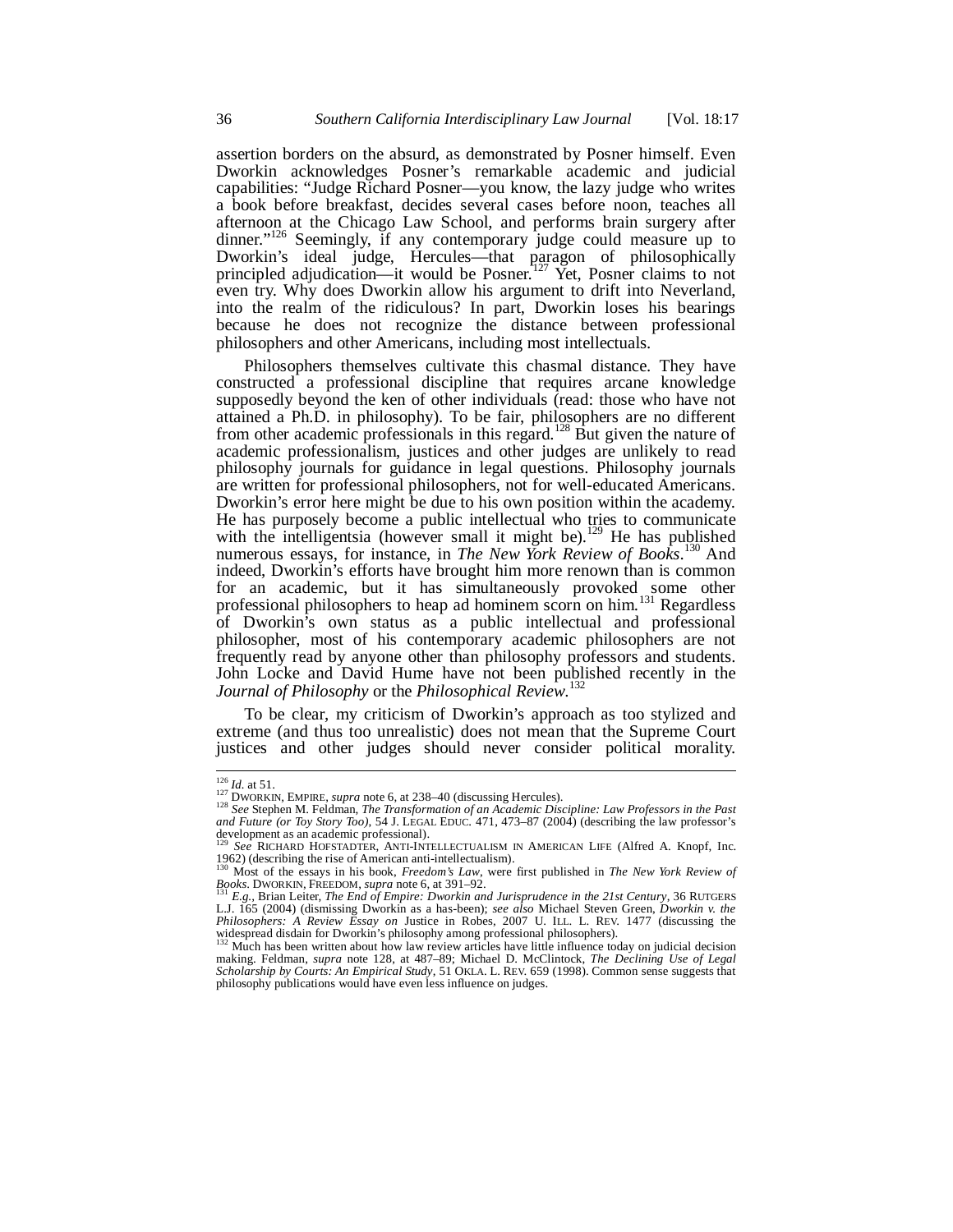assertion borders on the absurd, as demonstrated by Posner himself. Even Dworkin acknowledges Posner's remarkable academic and judicial capabilities: "Judge Richard Posner—you know, the lazy judge who writes a book before breakfast, decides several cases before noon, teaches all afternoon at the Chicago Law School, and performs brain surgery after dinner."[126] Seemingly, if any contemporary judge could measure up to Dworkin's ideal judge, Hercules—that paragon of philosophically principled adjudication—it would be Posner.[127] Yet, Posner claims to not even try. Why does Dworkin allow his argument to drift into Neverland, into the realm of the ridiculous? In part, Dworkin loses his bearings because he does not recognize the distance between professional philosophers and other Americans, including most intellectuals.

Philosophers themselves cultivate this chasmal distance. They have constructed a professional discipline that requires arcane knowledge supposedly beyond the ken of other individuals (read: those who have not attained a Ph.D. in philosophy). To be fair, philosophers are no different from other academic professionals in this regard.[128] But given the nature of academic professionalism, justices and other judges are unlikely to read philosophy journals for guidance in legal questions. Philosophy journals are written for professional philosophers, not for well-educated Americans. Dworkin's error here might be due to his own position within the academy. He has purposely become a public intellectual who tries to communicate with the intelligentsia (however small it might be).[129] He has published numerous essays, for instance, in *The New York Review of Books*.[130] And indeed, Dworkin's efforts have brought him more renown than is common for an academic, but it has simultaneously provoked some other professional philosophers to heap ad hominem scorn on him.[131] Regardless of Dworkin's own status as a public intellectual and professional philosopher, most of his contemporary academic philosophers are not frequently read by anyone other than philosophy professors and students. John Locke and David Hume have not been published recently in the *Journal of Philosophy* or the *Philosophical Review*.[132]

To be clear, my criticism of Dworkin's approach as too stylized and extreme (and thus too unrealistic) does not mean that the Supreme Court justices and other judges should never consider political morality.

---

[126] *Id.* at 51.

[127] DWORKIN, EMPIRE, *supra* note 6, at 238–40 (discussing Hercules).

[128] *See* Stephen M. Feldman, *The Transformation of an Academic Discipline: Law Professors in the Past and Future (or Toy Story Too)*, 54 J. LEGAL EDUC. 471, 473–87 (2004) (describing the law professor's development as an academic professional).

[129] *See* RICHARD HOFSTADTER, ANTI-INTELLECTUALISM IN AMERICAN LIFE (Alfred A. Knopf, Inc. 1962) (describing the rise of American anti-intellectualism).

[130] Most of the essays in his book, *Freedom's Law*, were first published in *The New York Review of Books*. DWORKIN, FREEDOM, *supra* note 6, at 391–92.

[131] *E.g.*, Brian Leiter, *The End of Empire: Dworkin and Jurisprudence in the 21st Century*, 36 RUTGERS L.J. 165 (2004) (dismissing Dworkin as a has-been); *see also* Michael Steven Green, *Dworkin v. the Philosophers: A Review Essay on* Justice in Robes, 2007 U. ILL. L. REV. 1477 (discussing the widespread disdain for Dworkin's philosophy among professional philosophers).

[132] Much has been written about how law review articles have little influence today on judicial decision making. Feldman, *supra* note 128, at 487–89; Michael D. McClintock, *The Declining Use of Legal Scholarship by Courts: An Empirical Study*, 51 OKLA. L. REV. 659 (1998). Common sense suggests that philosophy publications would have even less influence on judges.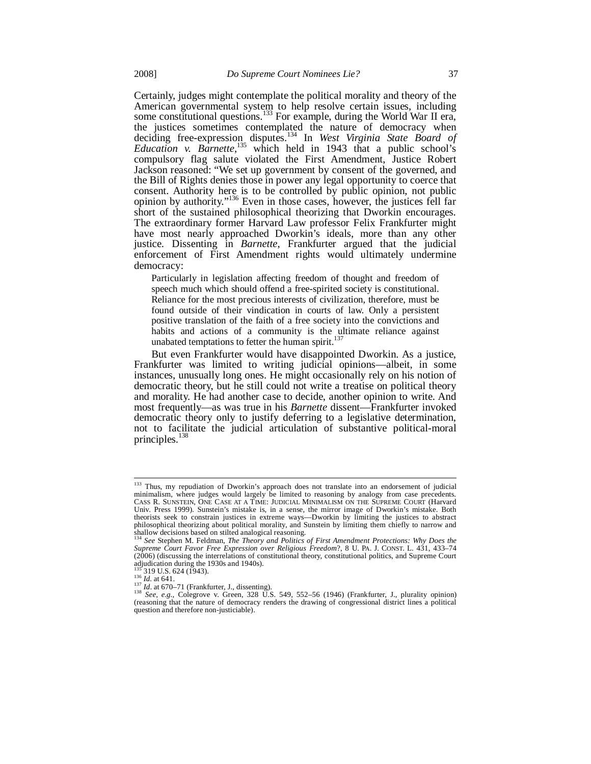Certainly, judges might contemplate the political morality and theory of the American governmental system to help resolve certain issues, including some constitutional questions.[133] For example, during the World War II era, the justices sometimes contemplated the nature of democracy when deciding free-expression disputes.[134] In *West Virginia State Board of Education v. Barnette*,[135] which held in 1943 that a public school's compulsory flag salute violated the First Amendment, Justice Robert Jackson reasoned: "We set up government by consent of the governed, and the Bill of Rights denies those in power any legal opportunity to coerce that consent. Authority here is to be controlled by public opinion, not public opinion by authority."[136] Even in those cases, however, the justices fell far short of the sustained philosophical theorizing that Dworkin encourages. The extraordinary former Harvard Law professor Felix Frankfurter might have most nearly approached Dworkin's ideals, more than any other justice. Dissenting in *Barnette*, Frankfurter argued that the judicial enforcement of First Amendment rights would ultimately undermine democracy:

> Particularly in legislation affecting freedom of thought and freedom of speech much which should offend a free-spirited society is constitutional. Reliance for the most precious interests of civilization, therefore, must be found outside of their vindication in courts of law. Only a persistent positive translation of the faith of a free society into the convictions and habits and actions of a community is the ultimate reliance against unabated temptations to fetter the human spirit.[137]

But even Frankfurter would have disappointed Dworkin. As a justice, Frankfurter was limited to writing judicial opinions—albeit, in some instances, unusually long ones. He might occasionally rely on his notion of democratic theory, but he still could not write a treatise on political theory and morality. He had another case to decide, another opinion to write. And most frequently—as was true in his *Barnette* dissent—Frankfurter invoked democratic theory only to justify deferring to a legislative determination, not to facilitate the judicial articulation of substantive political-moral principles.[138]

---

[133] Thus, my repudiation of Dworkin's approach does not translate into an endorsement of judicial minimalism, where judges would largely be limited to reasoning by analogy from case precedents. CASS R. SUNSTEIN, ONE CASE AT A TIME: JUDICIAL MINIMALISM ON THE SUPREME COURT (Harvard Univ. Press 1999). Sunstein's mistake is, in a sense, the mirror image of Dworkin's mistake. Both theorists seek to constrain justices in extreme ways—Dworkin by limiting the justices to abstract philosophical theorizing about political morality, and Sunstein by limiting them chiefly to narrow and shallow decisions based on stilted analogical reasoning.

[134] *See* Stephen M. Feldman, *The Theory and Politics of First Amendment Protections: Why Does the Supreme Court Favor Free Expression over Religious Freedom*?, 8 U. PA. J. CONST. L. 431, 433–74 (2006) (discussing the interrelations of constitutional theory, constitutional politics, and Supreme Court adjudication during the 1930s and 1940s).

[135] 319 U.S. 624 (1943).

[136] *Id.* at 641.

[137] *Id.* at 670–71 (Frankfurter, J., dissenting).

[138] *See, e.g.*, Colegrove v. Green, 328 U.S. 549, 552–56 (1946) (Frankfurter, J., plurality opinion) (reasoning that the nature of democracy renders the drawing of congressional district lines a political question and therefore non-justiciable).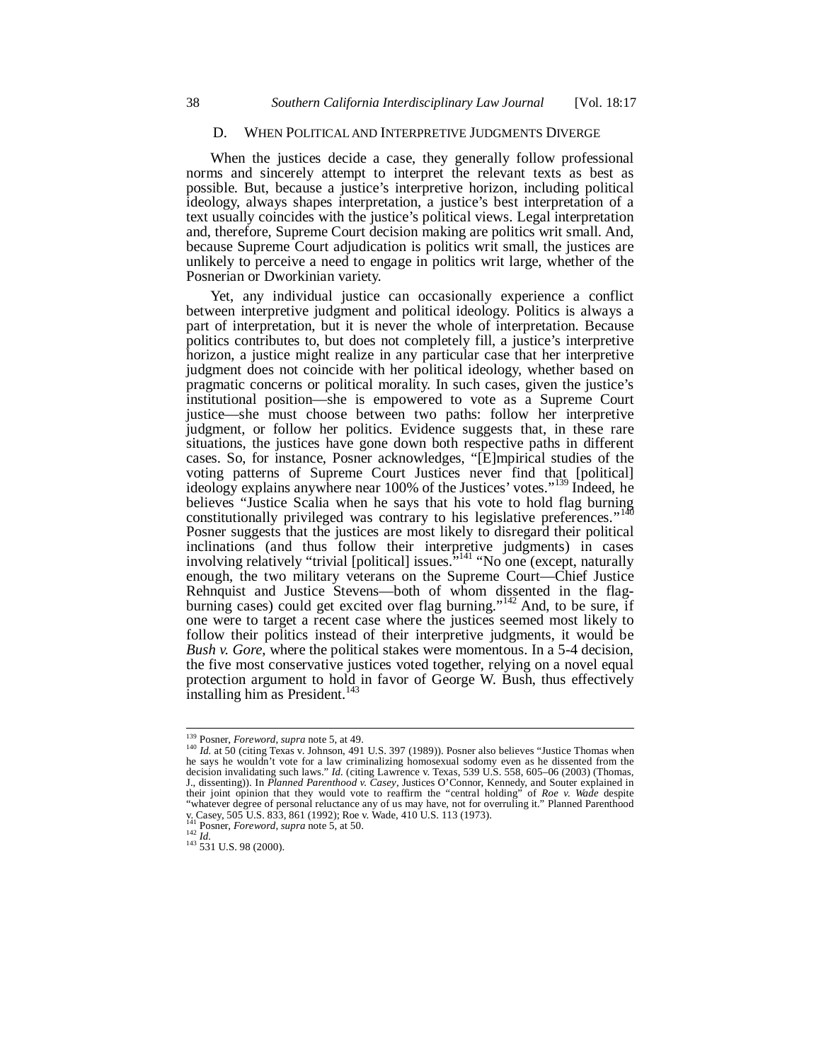### D. When Political and Interpretive Judgments Diverge

When the justices decide a case, they generally follow professional norms and sincerely attempt to interpret the relevant texts as best as possible. But, because a justice's interpretive horizon, including political ideology, always shapes interpretation, a justice's best interpretation of a text usually coincides with the justice's political views. Legal interpretation and, therefore, Supreme Court decision making are politics writ small. And, because Supreme Court adjudication is politics writ small, the justices are unlikely to perceive a need to engage in politics writ large, whether of the Posnerian or Dworkinian variety.

Yet, any individual justice can occasionally experience a conflict between interpretive judgment and political ideology. Politics is always a part of interpretation, but it is never the whole of interpretation. Because politics contributes to, but does not completely fill, a justice's interpretive horizon, a justice might realize in any particular case that her interpretive judgment does not coincide with her political ideology, whether based on pragmatic concerns or political morality. In such cases, given the justice's institutional position—she is empowered to vote as a Supreme Court justice—she must choose between two paths: follow her interpretive judgment, or follow her politics. Evidence suggests that, in these rare situations, the justices have gone down both respective paths in different cases. So, for instance, Posner acknowledges, "[E]mpirical studies of the voting patterns of Supreme Court Justices never find that [political] ideology explains anywhere near 100% of the Justices' votes."[139] Indeed, he believes "Justice Scalia when he says that his vote to hold flag burning constitutionally privileged was contrary to his legislative preferences."[140] Posner suggests that the justices are most likely to disregard their political inclinations (and thus follow their interpretive judgments) in cases involving relatively "trivial [political] issues."[141] "No one (except, naturally enough, the two military veterans on the Supreme Court—Chief Justice Rehnquist and Justice Stevens—both of whom dissented in the flag-burning cases) could get excited over flag burning."[142] And, to be sure, if one were to target a recent case where the justices seemed most likely to follow their politics instead of their interpretive judgments, it would be *Bush v. Gore*, where the political stakes were momentous. In a 5-4 decision, the five most conservative justices voted together, relying on a novel equal protection argument to hold in favor of George W. Bush, thus effectively installing him as President.[143]

---

[139] Posner, *Foreword*, *supra* note 5, at 49.

[140] *Id.* at 50 (citing Texas v. Johnson, 491 U.S. 397 (1989)). Posner also believes "Justice Thomas when he says he wouldn't vote for a law criminalizing homosexual sodomy even as he dissented from the decision invalidating such laws." *Id.* (citing Lawrence v. Texas, 539 U.S. 558, 605–06 (2003) (Thomas, J., dissenting)). In *Planned Parenthood v. Casey*, Justices O'Connor, Kennedy, and Souter explained in their joint opinion that they would vote to reaffirm the "central holding" of *Roe v. Wade* despite "whatever degree of personal reluctance any of us may have, not for overruling it." Planned Parenthood v. Casey, 505 U.S. 833, 861 (1992); Roe v. Wade, 410 U.S. 113 (1973).

[141] Posner, *Foreword*, *supra* note 5, at 50.

[142] *Id.*

[143] 531 U.S. 98 (2000).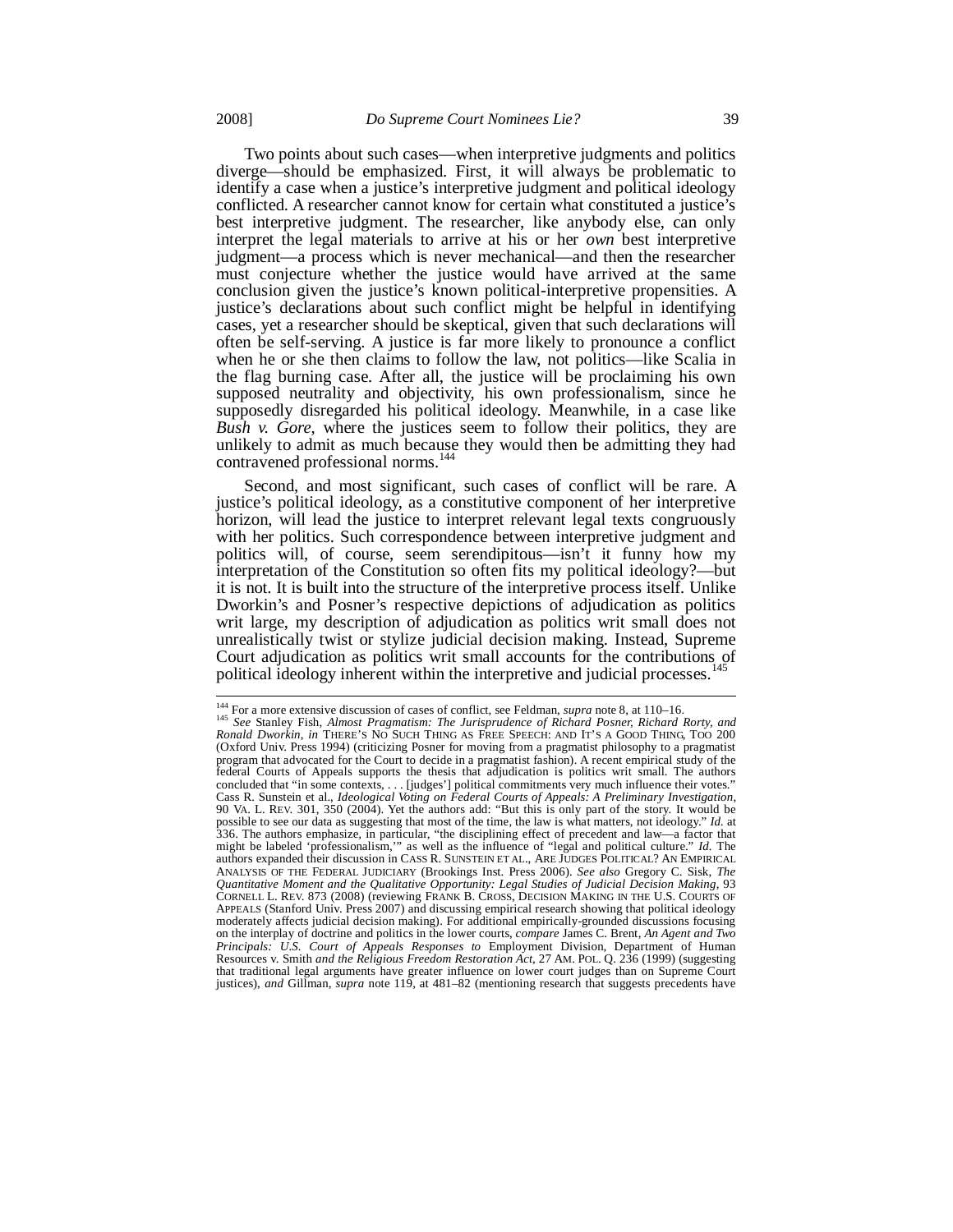Two points about such cases—when interpretive judgments and politics diverge—should be emphasized. First, it will always be problematic to identify a case when a justice's interpretive judgment and political ideology conflicted. A researcher cannot know for certain what constituted a justice's best interpretive judgment. The researcher, like anybody else, can only interpret the legal materials to arrive at his or her *own* best interpretive judgment—a process which is never mechanical—and then the researcher must conjecture whether the justice would have arrived at the same conclusion given the justice's known political-interpretive propensities. A justice's declarations about such conflict might be helpful in identifying cases, yet a researcher should be skeptical, given that such declarations will often be self-serving. A justice is far more likely to pronounce a conflict when he or she then claims to follow the law, not politics—like Scalia in the flag burning case. After all, the justice will be proclaiming his own supposed neutrality and objectivity, his own professionalism, since he supposedly disregarded his political ideology. Meanwhile, in a case like *Bush v. Gore*, where the justices seem to follow their politics, they are unlikely to admit as much because they would then be admitting they had contravened professional norms.[144]

Second, and most significant, such cases of conflict will be rare. A justice's political ideology, as a constitutive component of her interpretive horizon, will lead the justice to interpret relevant legal texts congruously with her politics. Such correspondence between interpretive judgment and politics will, of course, seem serendipitous—isn't it funny how my interpretation of the Constitution so often fits my political ideology?—but it is not. It is built into the structure of the interpretive process itself. Unlike Dworkin's and Posner's respective depictions of adjudication as politics writ large, my description of adjudication as politics writ small does not unrealistically twist or stylize judicial decision making. Instead, Supreme Court adjudication as politics writ small accounts for the contributions of political ideology inherent within the interpretive and judicial processes.[145]

---

[144] For a more extensive discussion of cases of conflict, see Feldman, *supra* note 8, at 110–16.

[145] *See* Stanley Fish, *Almost Pragmatism: The Jurisprudence of Richard Posner, Richard Rorty, and Ronald Dworkin*, *in* THERE'S NO SUCH THING AS FREE SPEECH: AND IT'S A GOOD THING, TOO 200 (Oxford Univ. Press 1994) (criticizing Posner for moving from a pragmatist philosophy to a pragmatist program that advocated for the Court to decide in a pragmatist fashion). A recent empirical study of the federal Courts of Appeals supports the thesis that adjudication is politics writ small. The authors concluded that "in some contexts, . . . [judges'] political commitments very much influence their votes." Cass R. Sunstein et al., *Ideological Voting on Federal Courts of Appeals: A Preliminary Investigation*, 90 VA. L. REV. 301, 350 (2004). Yet the authors add: "But this is only part of the story. It would be possible to see our data as suggesting that most of the time, the law is what matters, not ideology." *Id.* at 336. The authors emphasize, in particular, "the disciplining effect of precedent and law—a factor that might be labeled 'professionalism,'" as well as the influence of "legal and political culture." *Id.* The authors expanded their discussion in CASS R. SUNSTEIN ET AL., ARE JUDGES POLITICAL? AN EMPIRICAL ANALYSIS OF THE FEDERAL JUDICIARY (Brookings Inst. Press 2006). *See also* Gregory C. Sisk, *The Quantitative Moment and the Qualitative Opportunity: Legal Studies of Judicial Decision Making*, 93 CORNELL L. REV. 873 (2008) (reviewing FRANK B. CROSS, DECISION MAKING IN THE U.S. COURTS OF APPEALS (Stanford Univ. Press 2007) and discussing empirical research showing that political ideology moderately affects judicial decision making). For additional empirically-grounded discussions focusing on the interplay of doctrine and politics in the lower courts, *compare* James C. Brent, *An Agent and Two Principals: U.S. Court of Appeals Responses to* Employment Division, Department of Human Resources v. Smith *and the Religious Freedom Restoration Act*, 27 AM. POL. Q. 236 (1999) (suggesting that traditional legal arguments have greater influence on lower court judges than on Supreme Court justices), *and* Gillman, *supra* note 119, at 481–82 (mentioning research that suggests precedents have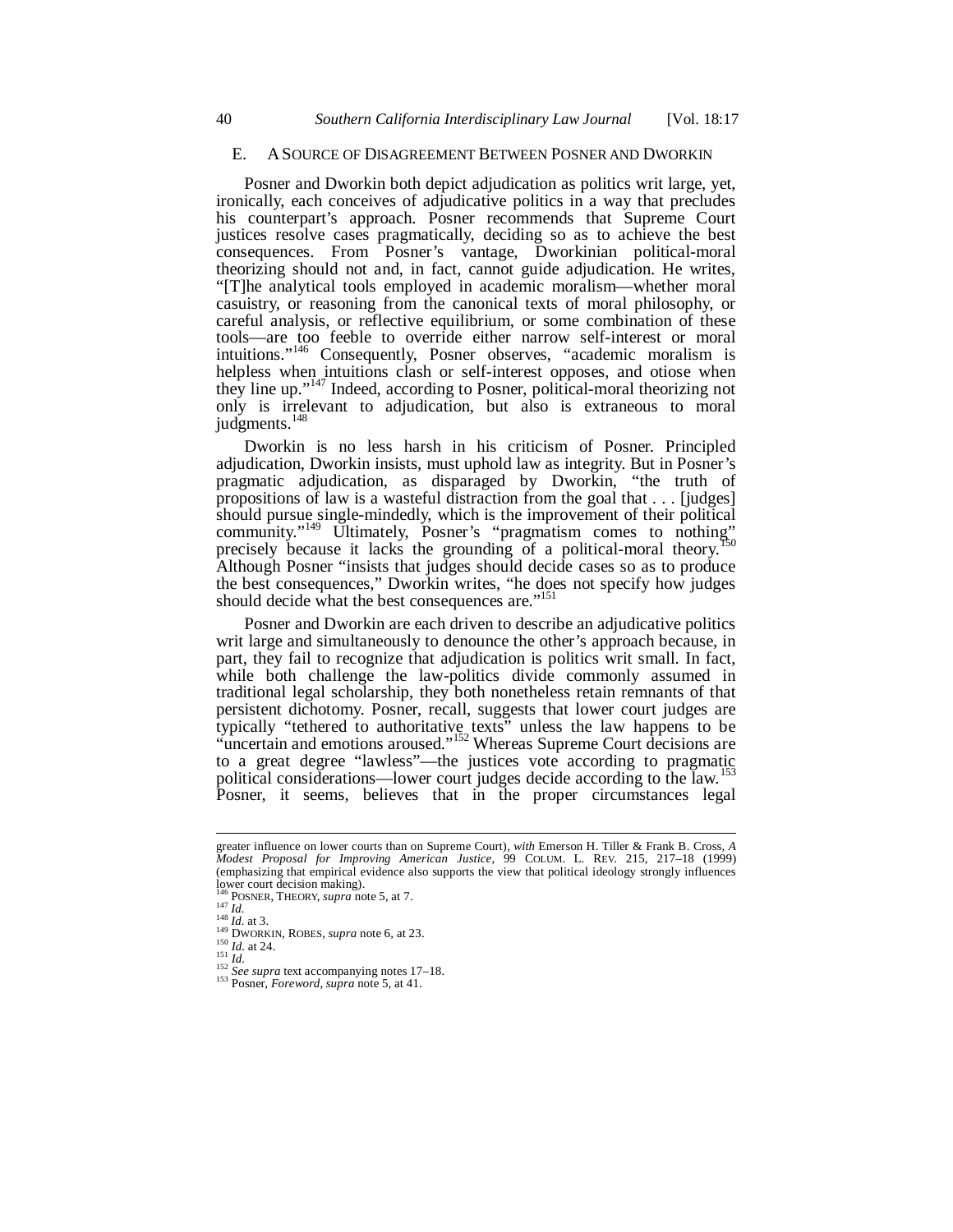## E. A Source of Disagreement Between Posner and Dworkin

Posner and Dworkin both depict adjudication as politics writ large, yet, ironically, each conceives of adjudicative politics in a way that precludes his counterpart's approach. Posner recommends that Supreme Court justices resolve cases pragmatically, deciding so as to achieve the best consequences. From Posner's vantage, Dworkinian political-moral theorizing should not and, in fact, cannot guide adjudication. He writes, "[T]he analytical tools employed in academic moralism—whether moral casuistry, or reasoning from the canonical texts of moral philosophy, or careful analysis, or reflective equilibrium, or some combination of these tools—are too feeble to override either narrow self-interest or moral intuitions."[146] Consequently, Posner observes, "academic moralism is helpless when intuitions clash or self-interest opposes, and otiose when they line up."[147] Indeed, according to Posner, political-moral theorizing not only is irrelevant to adjudication, but also is extraneous to moral judgments.[148]

Dworkin is no less harsh in his criticism of Posner. Principled adjudication, Dworkin insists, must uphold law as integrity. But in Posner's pragmatic adjudication, as disparaged by Dworkin, "the truth of propositions of law is a wasteful distraction from the goal that . . . [judges] should pursue single-mindedly, which is the improvement of their political community."[149] Ultimately, Posner's "pragmatism comes to nothing" precisely because it lacks the grounding of a political-moral theory.[150] Although Posner "insists that judges should decide cases so as to produce the best consequences," Dworkin writes, "he does not specify how judges should decide what the best consequences are."[151]

Posner and Dworkin are each driven to describe an adjudicative politics writ large and simultaneously to denounce the other's approach because, in part, they fail to recognize that adjudication is politics writ small. In fact, while both challenge the law-politics divide commonly assumed in traditional legal scholarship, they both nonetheless retain remnants of that persistent dichotomy. Posner, recall, suggests that lower court judges are typically "tethered to authoritative texts" unless the law happens to be "uncertain and emotions aroused."[152] Whereas Supreme Court decisions are to a great degree "lawless"—the justices vote according to pragmatic political considerations—lower court judges decide according to the law.[153] Posner, it seems, believes that in the proper circumstances legal

---

greater influence on lower courts than on Supreme Court), *with* Emerson H. Tiller & Frank B. Cross, *A Modest Proposal for Improving American Justice*, 99 COLUM. L. REV. 215, 217–18 (1999) (emphasizing that empirical evidence also supports the view that political ideology strongly influences lower court decision making).

[146] POSNER, THEORY, *supra* note 5, at 7.

[147] *Id.*

[148] *Id.* at 3.

[149] DWORKIN, ROBES, *supra* note 6, at 23.

[150] *Id.* at 24.

[151] *Id.*

[152] *See supra* text accompanying notes 17–18.

[153] Posner, *Foreword*, *supra* note 5, at 41.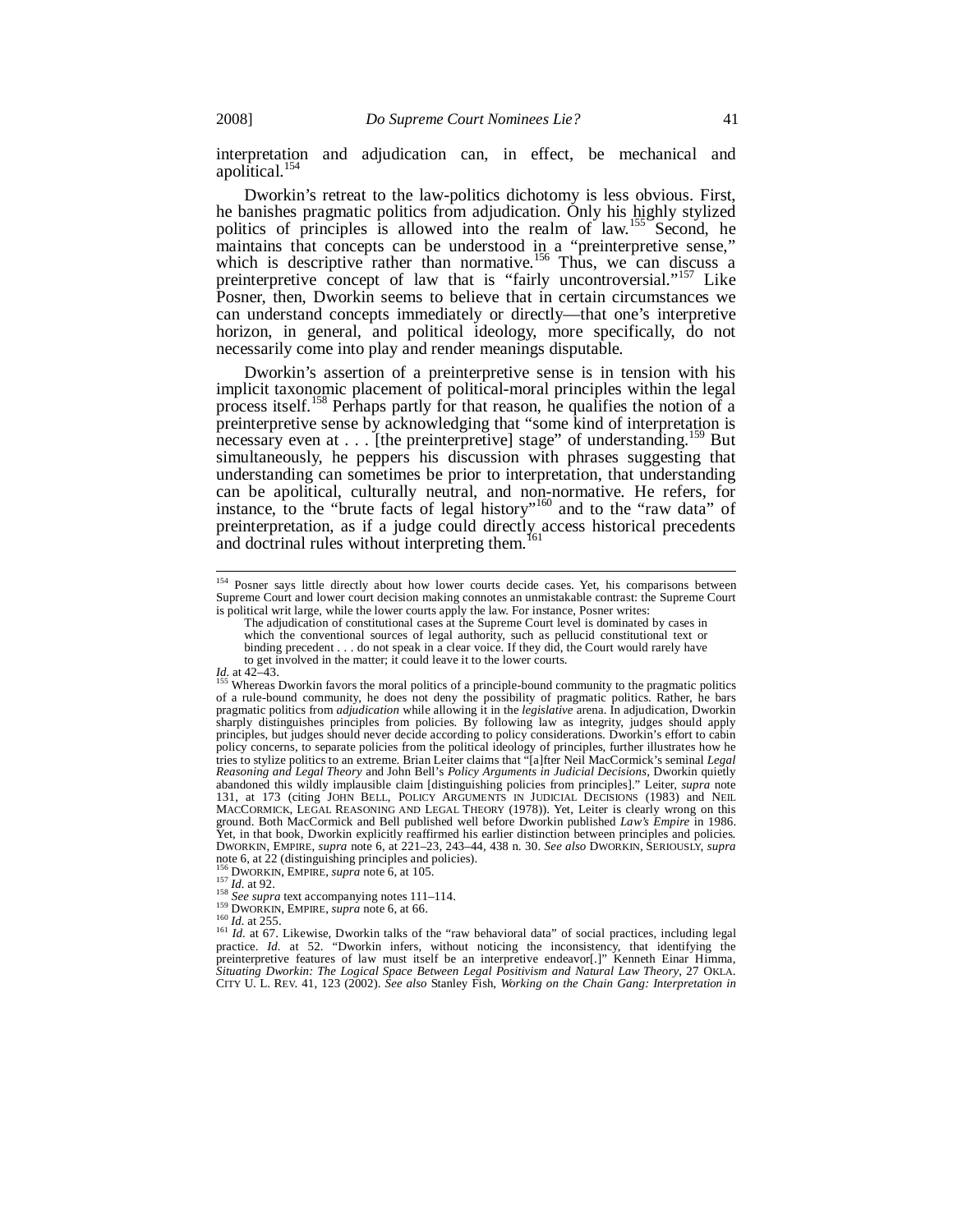interpretation and adjudication can, in effect, be mechanical and apolitical.[154]

Dworkin's retreat to the law-politics dichotomy is less obvious. First, he banishes pragmatic politics from adjudication. Only his highly stylized politics of principles is allowed into the realm of law.[155] Second, he maintains that concepts can be understood in a "preinterpretive sense," which is descriptive rather than normative.[156] Thus, we can discuss a preinterpretive concept of law that is "fairly uncontroversial."[157] Like Posner, then, Dworkin seems to believe that in certain circumstances we can understand concepts immediately or directly—that one's interpretive horizon, in general, and political ideology, more specifically, do not necessarily come into play and render meanings disputable.

Dworkin's assertion of a preinterpretive sense is in tension with his implicit taxonomic placement of political-moral principles within the legal process itself.[158] Perhaps partly for that reason, he qualifies the notion of a preinterpretive sense by acknowledging that "some kind of interpretation is necessary even at . . . [the preinterpretive] stage" of understanding.[159] But simultaneously, he peppers his discussion with phrases suggesting that understanding can sometimes be prior to interpretation, that understanding can be apolitical, culturally neutral, and non-normative. He refers, for instance, to the "brute facts of legal history"[160] and to the "raw data" of preinterpretation, as if a judge could directly access historical precedents and doctrinal rules without interpreting them.[161]

---

[154] Posner says little directly about how lower courts decide cases. Yet, his comparisons between Supreme Court and lower court decision making connotes an unmistakable contrast: the Supreme Court is political writ large, while the lower courts apply the law. For instance, Posner writes:

> The adjudication of constitutional cases at the Supreme Court level is dominated by cases in which the conventional sources of legal authority, such as pellucid constitutional text or binding precedent . . . do not speak in a clear voice. If they did, the Court would rarely have to get involved in the matter; it could leave it to the lower courts.

*Id.* at 42–43.

[155] Whereas Dworkin favors the moral politics of a principle-bound community to the pragmatic politics of a rule-bound community, he does not deny the possibility of pragmatic politics. Rather, he bars pragmatic politics from *adjudication* while allowing it in the *legislative* arena. In adjudication, Dworkin sharply distinguishes principles from policies. By following law as integrity, judges should apply principles, but judges should never decide according to policy considerations. Dworkin's effort to cabin policy concerns, to separate policies from the political ideology of principles, further illustrates how he tries to stylize politics to an extreme. Brian Leiter claims that "[a]fter Neil MacCormick's seminal *Legal Reasoning and Legal Theory* and John Bell's *Policy Arguments in Judicial Decisions*, Dworkin quietly abandoned this wildly implausible claim [distinguishing policies from principles]." Leiter, *supra* note 131, at 173 (citing JOHN BELL, POLICY ARGUMENTS IN JUDICIAL DECISIONS (1983) and NEIL MACCORMICK, LEGAL REASONING AND LEGAL THEORY (1978)). Yet, Leiter is clearly wrong on this ground. Both MacCormick and Bell published well before Dworkin published *Law's Empire* in 1986. Yet, in that book, Dworkin explicitly reaffirmed his earlier distinction between principles and policies. DWORKIN, EMPIRE, *supra* note 6, at 221–23, 243–44, 438 n. 30. *See also* DWORKIN, SERIOUSLY, *supra* note 6, at 22 (distinguishing principles and policies).

[156] DWORKIN, EMPIRE, *supra* note 6, at 105.

[157] *Id.* at 92.

[158] *See supra* text accompanying notes 111–114.

[159] DWORKIN, EMPIRE, *supra* note 6, at 66.

[160] *Id.* at 255.

[161] *Id.* at 67. Likewise, Dworkin talks of the "raw behavioral data" of social practices, including legal practice. *Id.* at 52. "Dworkin infers, without noticing the inconsistency, that identifying the preinterpretive features of law must itself be an interpretive endeavor[.]" Kenneth Einar Himma, *Situating Dworkin: The Logical Space Between Legal Positivism and Natural Law Theory*, 27 OKLA. CITY U. L. REV. 41, 123 (2002). *See also* Stanley Fish, *Working on the Chain Gang: Interpretation in*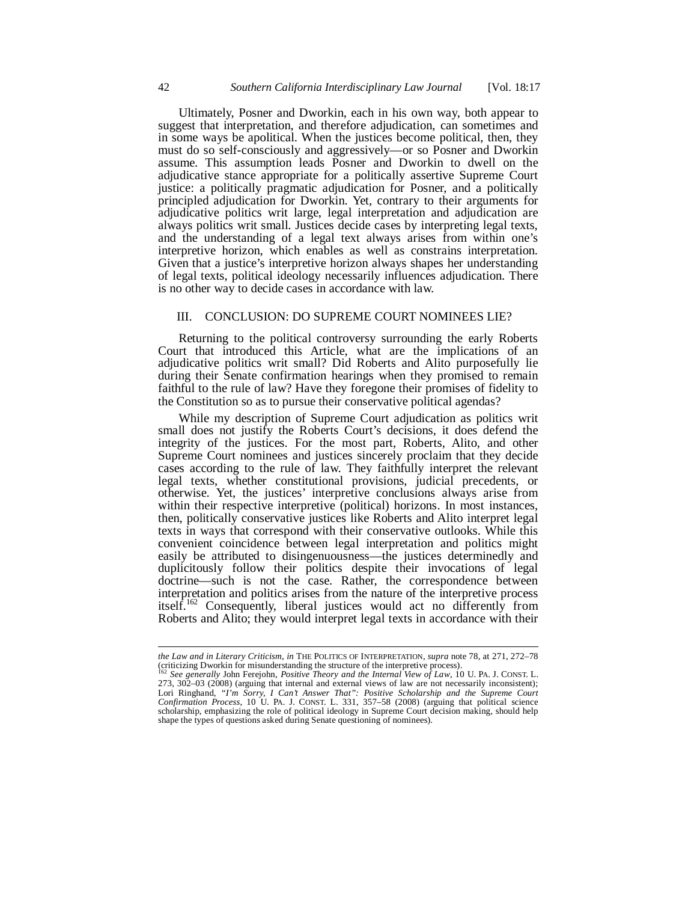Ultimately, Posner and Dworkin, each in his own way, both appear to suggest that interpretation, and therefore adjudication, can sometimes and in some ways be apolitical. When the justices become political, then, they must do so self-consciously and aggressively—or so Posner and Dworkin assume. This assumption leads Posner and Dworkin to dwell on the adjudicative stance appropriate for a politically assertive Supreme Court justice: a politically pragmatic adjudication for Posner, and a politically principled adjudication for Dworkin. Yet, contrary to their arguments for adjudicative politics writ large, legal interpretation and adjudication are always politics writ small. Justices decide cases by interpreting legal texts, and the understanding of a legal text always arises from within one's interpretive horizon, which enables as well as constrains interpretation. Given that a justice's interpretive horizon always shapes her understanding of legal texts, political ideology necessarily influences adjudication. There is no other way to decide cases in accordance with law.

## III. CONCLUSION: DO SUPREME COURT NOMINEES LIE?

Returning to the political controversy surrounding the early Roberts Court that introduced this Article, what are the implications of an adjudicative politics writ small? Did Roberts and Alito purposefully lie during their Senate confirmation hearings when they promised to remain faithful to the rule of law? Have they foregone their promises of fidelity to the Constitution so as to pursue their conservative political agendas?

While my description of Supreme Court adjudication as politics writ small does not justify the Roberts Court's decisions, it does defend the integrity of the justices. For the most part, Roberts, Alito, and other Supreme Court nominees and justices sincerely proclaim that they decide cases according to the rule of law. They faithfully interpret the relevant legal texts, whether constitutional provisions, judicial precedents, or otherwise. Yet, the justices' interpretive conclusions always arise from within their respective interpretive (political) horizons. In most instances, then, politically conservative justices like Roberts and Alito interpret legal texts in ways that correspond with their conservative outlooks. While this convenient coincidence between legal interpretation and politics might easily be attributed to disingenuousness—the justices determinedly and duplicitously follow their politics despite their invocations of legal doctrine—such is not the case. Rather, the correspondence between interpretation and politics arises from the nature of the interpretive process itself.[162] Consequently, liberal justices would act no differently from Roberts and Alito; they would interpret legal texts in accordance with their

---

*the Law and in Literary Criticism*, *in* THE POLITICS OF INTERPRETATION, *supra* note 78, at 271, 272–78 (criticizing Dworkin for misunderstanding the structure of the interpretive process).

[162] *See generally* John Ferejohn, *Positive Theory and the Internal View of Law*, 10 U. PA. J. CONST. L. 273, 302–03 (2008) (arguing that internal and external views of law are not necessarily inconsistent); Lori Ringhand, *"I'm Sorry, I Can't Answer That": Positive Scholarship and the Supreme Court Confirmation Process*, 10 U. PA. J. CONST. L. 331, 357–58 (2008) (arguing that political science scholarship, emphasizing the role of political ideology in Supreme Court decision making, should help shape the types of questions asked during Senate questioning of nominees).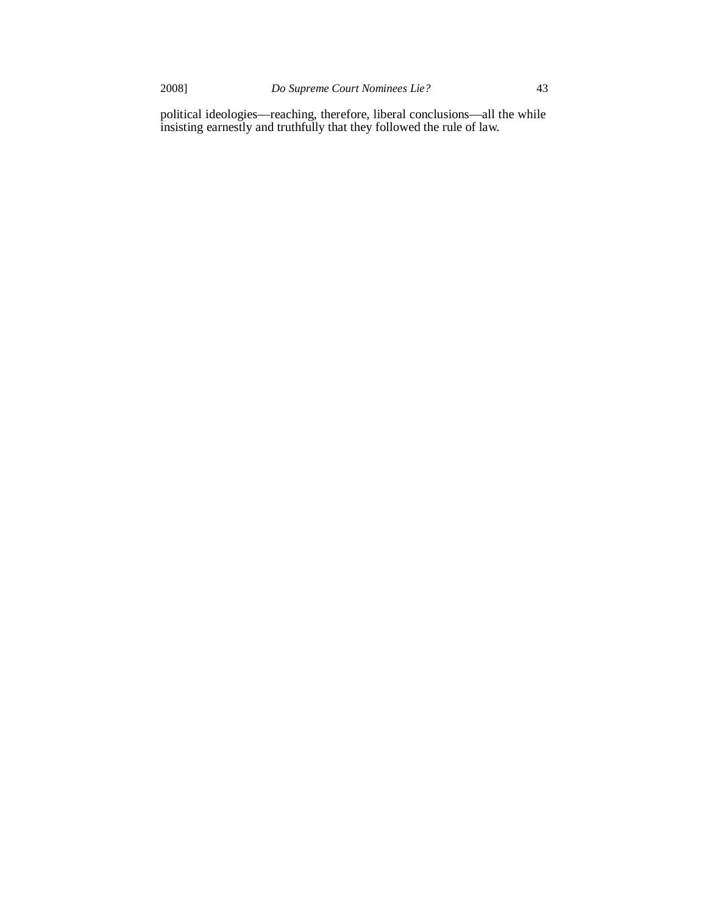political ideologies—reaching, therefore, liberal conclusions—all the while insisting earnestly and truthfully that they followed the rule of law.